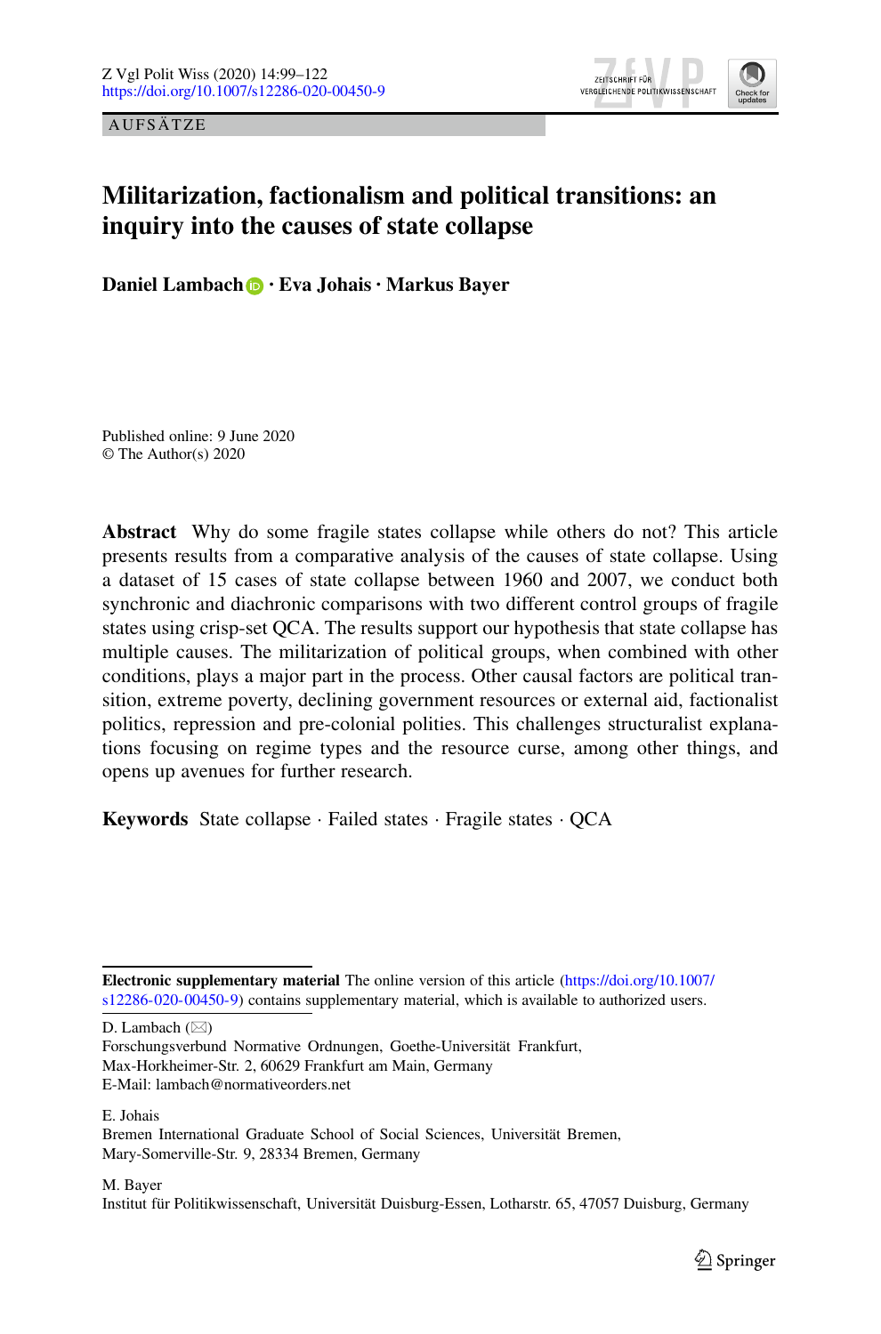AUFSÄTZE

# Militarization, factionalism and political transitions: an inquiry into the causes of state collapse

**Daniel Lambach · Eva Johais · Markus Bayer**

Published online: 9 June 2020
© The Author(s) 2020

**Abstract** Why do some fragile states collapse while others do not? This article presents results from a comparative analysis of the causes of state collapse. Using a dataset of 15 cases of state collapse between 1960 and 2007, we conduct both synchronic and diachronic comparisons with two different control groups of fragile states using crisp-set QCA. The results support our hypothesis that state collapse has multiple causes. The militarization of political groups, when combined with other conditions, plays a major part in the process. Other causal factors are political transition, extreme poverty, declining government resources or external aid, factionalist politics, repression and pre-colonial polities. This challenges structuralist explanations focusing on regime types and the resource curse, among other things, and opens up avenues for further research.

**Keywords** State collapse · Failed states · Fragile states · QCA

---

**Electronic supplementary material** The online version of this article (https://doi.org/10.1007/s12286-020-00450-9) contains supplementary material, which is available to authorized users.

D. Lambach (✉)
Forschungsverbund Normative Ordnungen, Goethe-Universität Frankfurt,
Max-Horkheimer-Str. 2, 60629 Frankfurt am Main, Germany
E-Mail: lambach@normativeorders.net

E. Johais
Bremen International Graduate School of Social Sciences, Universität Bremen,
Mary-Somerville-Str. 9, 28334 Bremen, Germany

M. Bayer
Institut für Politikwissenschaft, Universität Duisburg-Essen, Lotharstr. 65, 47057 Duisburg, Germany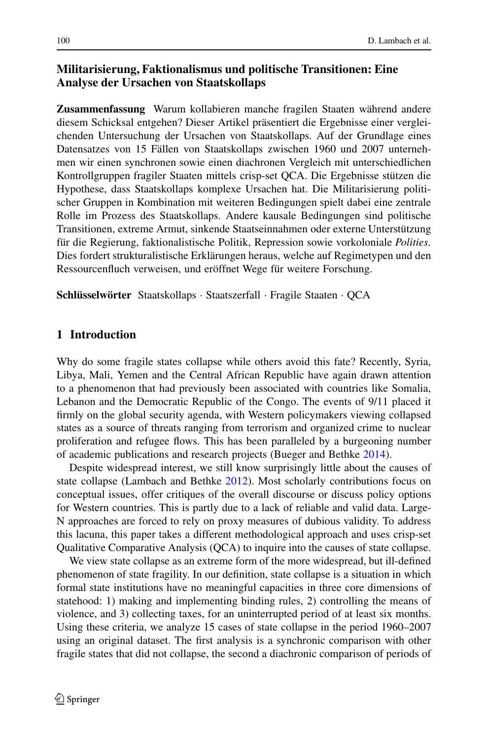## Militarisierung, Faktionalismus und politische Transitionen: Eine Analyse der Ursachen von Staatskollaps

**Zusammenfassung** Warum kollabieren manche fragilen Staaten während andere diesem Schicksal entgehen? Dieser Artikel präsentiert die Ergebnisse einer vergleichenden Untersuchung der Ursachen von Staatskollaps. Auf der Grundlage eines Datensatzes von 15 Fällen von Staatskollaps zwischen 1960 und 2007 unternehmen wir einen synchronen sowie einen diachronen Vergleich mit unterschiedlichen Kontrollgruppen fragiler Staaten mittels crisp-set QCA. Die Ergebnisse stützen die Hypothese, dass Staatskollaps komplexe Ursachen hat. Die Militarisierung politischer Gruppen in Kombination mit weiteren Bedingungen spielt dabei eine zentrale Rolle im Prozess des Staatskollaps. Andere kausale Bedingungen sind politische Transitionen, extreme Armut, sinkende Staatseinnahmen oder externe Unterstützung für die Regierung, faktionalistische Politik, Repression sowie vorkoloniale *Polities*. Dies fordert strukturalistische Erklärungen heraus, welche auf Regimetypen und den Ressourcenfluch verweisen, und eröffnet Wege für weitere Forschung.

**Schlüsselwörter** Staatskollaps · Staatszerfall · Fragile Staaten · QCA

## 1 Introduction

Why do some fragile states collapse while others avoid this fate? Recently, Syria, Libya, Mali, Yemen and the Central African Republic have again drawn attention to a phenomenon that had previously been associated with countries like Somalia, Lebanon and the Democratic Republic of the Congo. The events of 9/11 placed it firmly on the global security agenda, with Western policymakers viewing collapsed states as a source of threats ranging from terrorism and organized crime to nuclear proliferation and refugee flows. This has been paralleled by a burgeoning number of academic publications and research projects (Bueger and Bethke 2014).

Despite widespread interest, we still know surprisingly little about the causes of state collapse (Lambach and Bethke 2012). Most scholarly contributions focus on conceptual issues, offer critiques of the overall discourse or discuss policy options for Western countries. This is partly due to a lack of reliable and valid data. Large-N approaches are forced to rely on proxy measures of dubious validity. To address this lacuna, this paper takes a different methodological approach and uses crisp-set Qualitative Comparative Analysis (QCA) to inquire into the causes of state collapse.

We view state collapse as an extreme form of the more widespread, but ill-defined phenomenon of state fragility. In our definition, state collapse is a situation in which formal state institutions have no meaningful capacities in three core dimensions of statehood: 1) making and implementing binding rules, 2) controlling the means of violence, and 3) collecting taxes, for an uninterrupted period of at least six months. Using these criteria, we analyze 15 cases of state collapse in the period 1960–2007 using an original dataset. The first analysis is a synchronic comparison with other fragile states that did not collapse, the second a diachronic comparison of periods of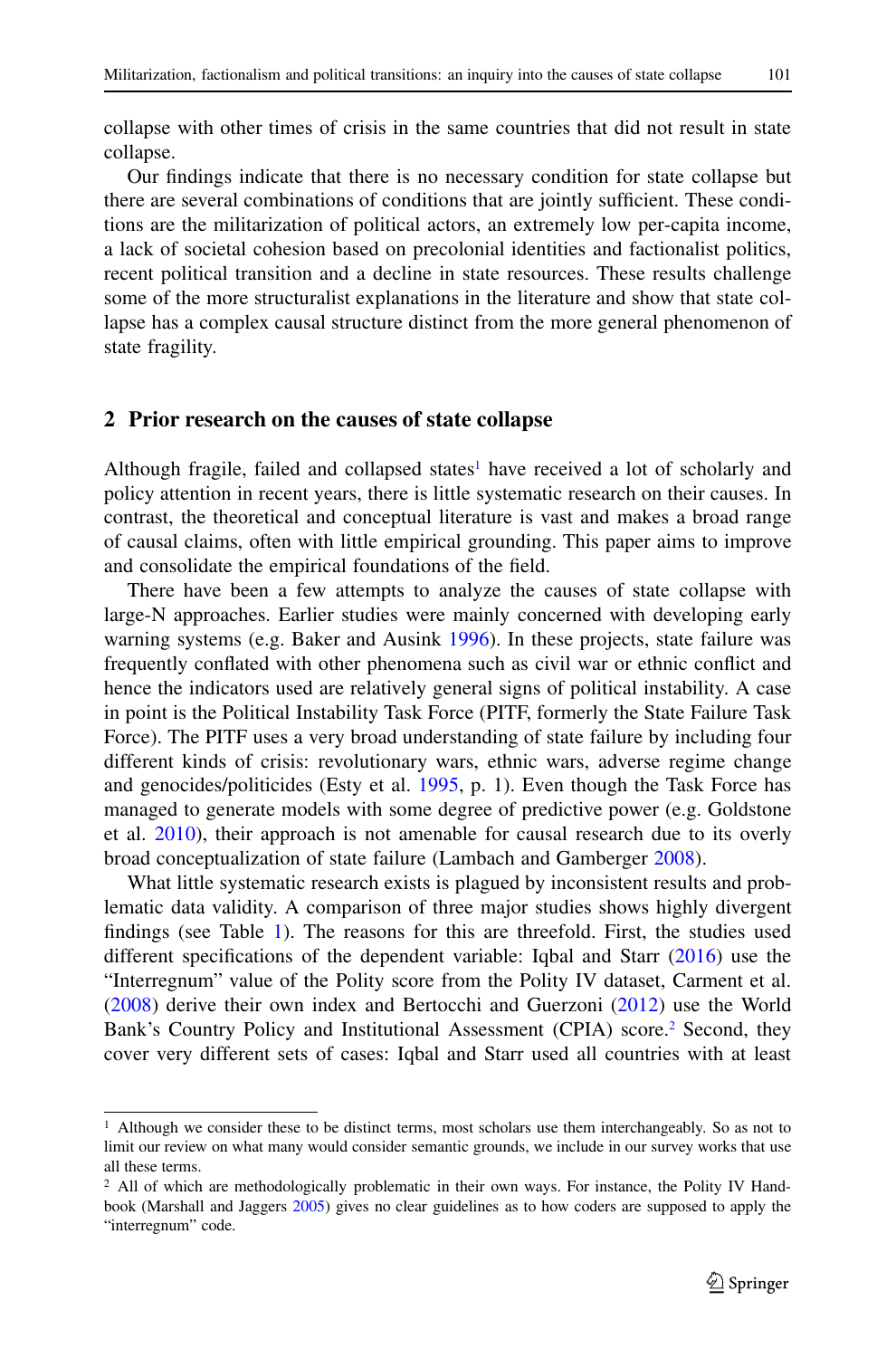collapse with other times of crisis in the same countries that did not result in state collapse.

Our findings indicate that there is no necessary condition for state collapse but there are several combinations of conditions that are jointly sufficient. These conditions are the militarization of political actors, an extremely low per-capita income, a lack of societal cohesion based on precolonial identities and factionalist politics, recent political transition and a decline in state resources. These results challenge some of the more structuralist explanations in the literature and show that state collapse has a complex causal structure distinct from the more general phenomenon of state fragility.

## 2 Prior research on the causes of state collapse

Although fragile, failed and collapsed states[1] have received a lot of scholarly and policy attention in recent years, there is little systematic research on their causes. In contrast, the theoretical and conceptual literature is vast and makes a broad range of causal claims, often with little empirical grounding. This paper aims to improve and consolidate the empirical foundations of the field.

There have been a few attempts to analyze the causes of state collapse with large-N approaches. Earlier studies were mainly concerned with developing early warning systems (e.g. Baker and Ausink 1996). In these projects, state failure was frequently conflated with other phenomena such as civil war or ethnic conflict and hence the indicators used are relatively general signs of political instability. A case in point is the Political Instability Task Force (PITF, formerly the State Failure Task Force). The PITF uses a very broad understanding of state failure by including four different kinds of crisis: revolutionary wars, ethnic wars, adverse regime change and genocides/politicides (Esty et al. 1995, p. 1). Even though the Task Force has managed to generate models with some degree of predictive power (e.g. Goldstone et al. 2010), their approach is not amenable for causal research due to its overly broad conceptualization of state failure (Lambach and Gamberger 2008).

What little systematic research exists is plagued by inconsistent results and problematic data validity. A comparison of three major studies shows highly divergent findings (see Table 1). The reasons for this are threefold. First, the studies used different specifications of the dependent variable: Iqbal and Starr (2016) use the "Interregnum" value of the Polity score from the Polity IV dataset, Carment et al. (2008) derive their own index and Bertocchi and Guerzoni (2012) use the World Bank's Country Policy and Institutional Assessment (CPIA) score.[2] Second, they cover very different sets of cases: Iqbal and Starr used all countries with at least

[1] Although we consider these to be distinct terms, most scholars use them interchangeably. So as not to limit our review on what many would consider semantic grounds, we include in our survey works that use all these terms.

[2] All of which are methodologically problematic in their own ways. For instance, the Polity IV Handbook (Marshall and Jaggers 2005) gives no clear guidelines as to how coders are supposed to apply the "interregnum" code.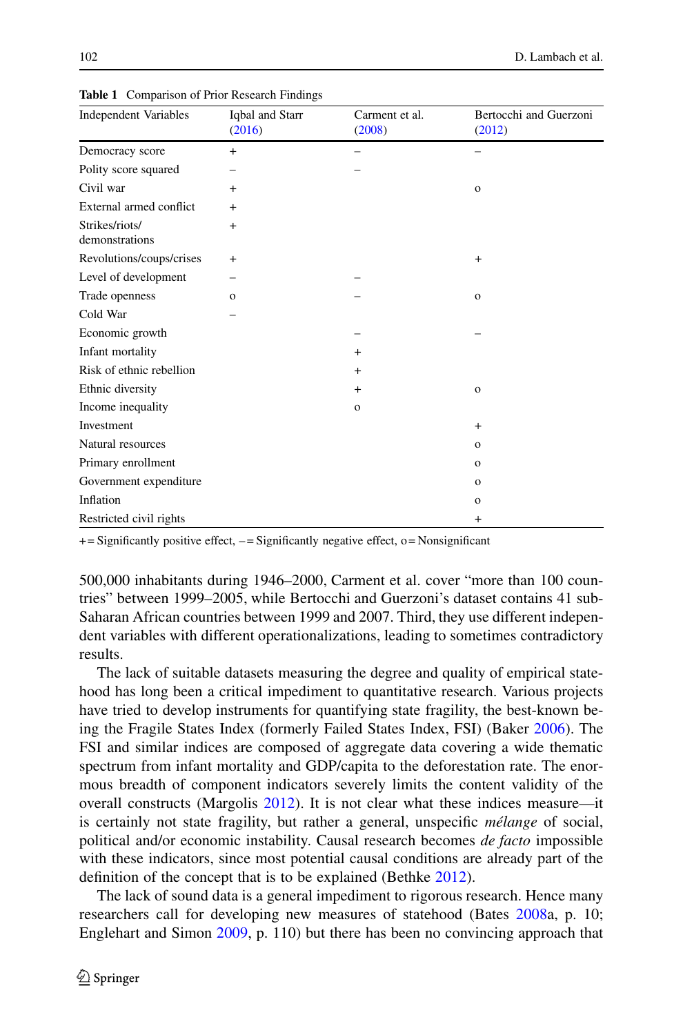**Table 1** Comparison of Prior Research Findings

| Independent Variables | Iqbal and Starr (2016) | Carment et al. (2008) | Bertocchi and Guerzoni (2012) |
|---|---|---|---|
| Democracy score | + | – | – |
| Polity score squared | – | – | |
| Civil war | + | | o |
| External armed conflict | + | | |
| Strikes/riots/ demonstrations | + | | |
| Revolutions/coups/crises | + | | + |
| Level of development | – | – | |
| Trade openness | o | – | o |
| Cold War | – | | |
| Economic growth | | – | – |
| Infant mortality | | + | |
| Risk of ethnic rebellion | | + | |
| Ethnic diversity | | + | o |
| Income inequality | | o | |
| Investment | | | + |
| Natural resources | | | o |
| Primary enrollment | | | o |
| Government expenditure | | | o |
| Inflation | | | o |
| Restricted civil rights | | | + |

+ = Significantly positive effect, – = Significantly negative effect, o = Nonsignificant

500,000 inhabitants during 1946–2000, Carment et al. cover "more than 100 countries" between 1999–2005, while Bertocchi and Guerzoni's dataset contains 41 sub-Saharan African countries between 1999 and 2007. Third, they use different independent variables with different operationalizations, leading to sometimes contradictory results.

The lack of suitable datasets measuring the degree and quality of empirical statehood has long been a critical impediment to quantitative research. Various projects have tried to develop instruments for quantifying state fragility, the best-known being the Fragile States Index (formerly Failed States Index, FSI) (Baker 2006). The FSI and similar indices are composed of aggregate data covering a wide thematic spectrum from infant mortality and GDP/capita to the deforestation rate. The enormous breadth of component indicators severely limits the content validity of the overall constructs (Margolis 2012). It is not clear what these indices measure—it is certainly not state fragility, but rather a general, unspecific *mélange* of social, political and/or economic instability. Causal research becomes *de facto* impossible with these indicators, since most potential causal conditions are already part of the definition of the concept that is to be explained (Bethke 2012).

The lack of sound data is a general impediment to rigorous research. Hence many researchers call for developing new measures of statehood (Bates 2008a, p. 10; Englehart and Simon 2009, p. 110) but there has been no convincing approach that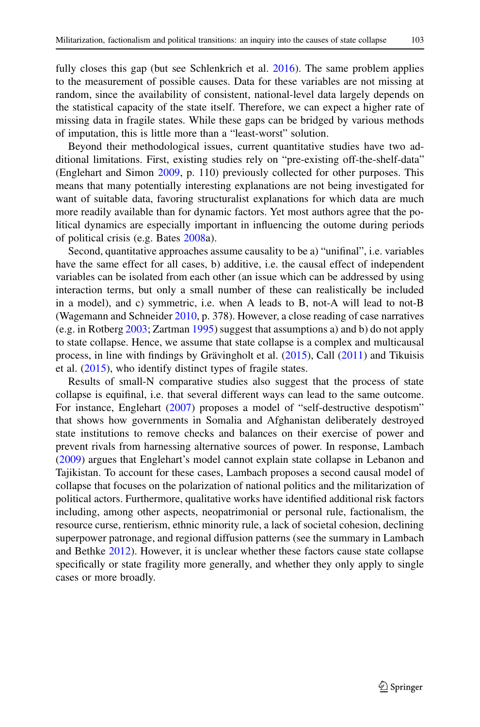fully closes this gap (but see Schlenkrich et al. 2016). The same problem applies to the measurement of possible causes. Data for these variables are not missing at random, since the availability of consistent, national-level data largely depends on the statistical capacity of the state itself. Therefore, we can expect a higher rate of missing data in fragile states. While these gaps can be bridged by various methods of imputation, this is little more than a "least-worst" solution.

Beyond their methodological issues, current quantitative studies have two additional limitations. First, existing studies rely on "pre-existing off-the-shelf-data" (Englehart and Simon 2009, p. 110) previously collected for other purposes. This means that many potentially interesting explanations are not being investigated for want of suitable data, favoring structuralist explanations for which data are much more readily available than for dynamic factors. Yet most authors agree that the political dynamics are especially important in influencing the outome during periods of political crisis (e.g. Bates 2008a).

Second, quantitative approaches assume causality to be a) "unifinal", i.e. variables have the same effect for all cases, b) additive, i.e. the causal effect of independent variables can be isolated from each other (an issue which can be addressed by using interaction terms, but only a small number of these can realistically be included in a model), and c) symmetric, i.e. when A leads to B, not-A will lead to not-B (Wagemann and Schneider 2010, p. 378). However, a close reading of case narratives (e.g. in Rotberg 2003; Zartman 1995) suggest that assumptions a) and b) do not apply to state collapse. Hence, we assume that state collapse is a complex and multicausal process, in line with findings by Grävingholt et al. (2015), Call (2011) and Tikuisis et al. (2015), who identify distinct types of fragile states.

Results of small-N comparative studies also suggest that the process of state collapse is equifinal, i.e. that several different ways can lead to the same outcome. For instance, Englehart (2007) proposes a model of "self-destructive despotism" that shows how governments in Somalia and Afghanistan deliberately destroyed state institutions to remove checks and balances on their exercise of power and prevent rivals from harnessing alternative sources of power. In response, Lambach (2009) argues that Englehart's model cannot explain state collapse in Lebanon and Tajikistan. To account for these cases, Lambach proposes a second causal model of collapse that focuses on the polarization of national politics and the militarization of political actors. Furthermore, qualitative works have identified additional risk factors including, among other aspects, neopatrimonial or personal rule, factionalism, the resource curse, rentierism, ethnic minority rule, a lack of societal cohesion, declining superpower patronage, and regional diffusion patterns (see the summary in Lambach and Bethke 2012). However, it is unclear whether these factors cause state collapse specifically or state fragility more generally, and whether they only apply to single cases or more broadly.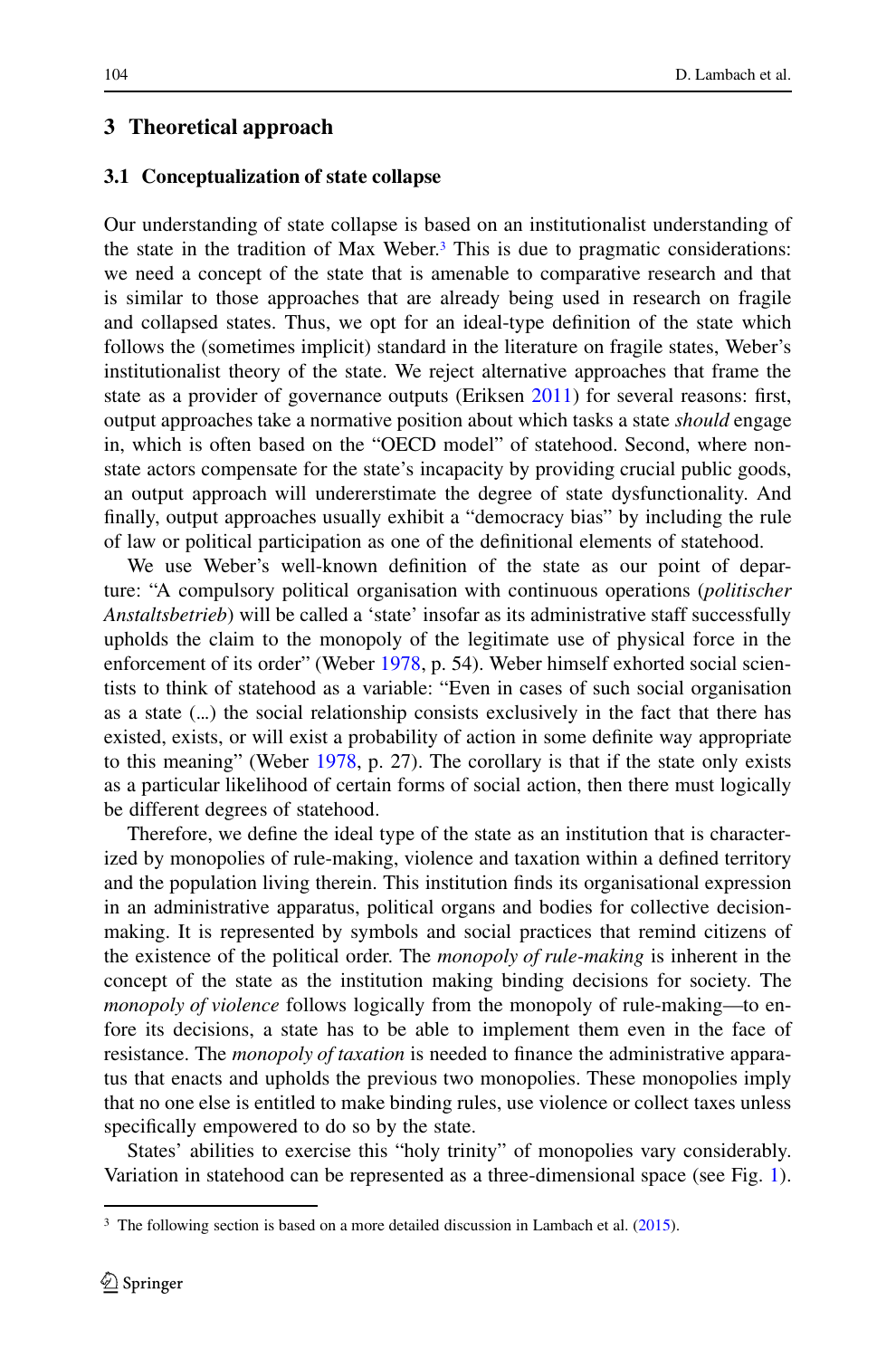## 3 Theoretical approach

### 3.1 Conceptualization of state collapse

Our understanding of state collapse is based on an institutionalist understanding of the state in the tradition of Max Weber.[3] This is due to pragmatic considerations: we need a concept of the state that is amenable to comparative research and that is similar to those approaches that are already being used in research on fragile and collapsed states. Thus, we opt for an ideal-type definition of the state which follows the (sometimes implicit) standard in the literature on fragile states, Weber's institutionalist theory of the state. We reject alternative approaches that frame the state as a provider of governance outputs (Eriksen 2011) for several reasons: first, output approaches take a normative position about which tasks a state *should* engage in, which is often based on the "OECD model" of statehood. Second, where non-state actors compensate for the state's incapacity by providing crucial public goods, an output approach will undererstimate the degree of state dysfunctionality. And finally, output approaches usually exhibit a "democracy bias" by including the rule of law or political participation as one of the definitional elements of statehood.

We use Weber's well-known definition of the state as our point of departure: "A compulsory political organisation with continuous operations (*politischer Anstaltsbetrieb*) will be called a 'state' insofar as its administrative staff successfully upholds the claim to the monopoly of the legitimate use of physical force in the enforcement of its order" (Weber 1978, p. 54). Weber himself exhorted social scientists to think of statehood as a variable: "Even in cases of such social organisation as a state (…) the social relationship consists exclusively in the fact that there has existed, exists, or will exist a probability of action in some definite way appropriate to this meaning" (Weber 1978, p. 27). The corollary is that if the state only exists as a particular likelihood of certain forms of social action, then there must logically be different degrees of statehood.

Therefore, we define the ideal type of the state as an institution that is characterized by monopolies of rule-making, violence and taxation within a defined territory and the population living therein. This institution finds its organisational expression in an administrative apparatus, political organs and bodies for collective decision-making. It is represented by symbols and social practices that remind citizens of the existence of the political order. The *monopoly of rule-making* is inherent in the concept of the state as the institution making binding decisions for society. The *monopoly of violence* follows logically from the monopoly of rule-making—to enfore its decisions, a state has to be able to implement them even in the face of resistance. The *monopoly of taxation* is needed to finance the administrative apparatus that enacts and upholds the previous two monopolies. These monopolies imply that no one else is entitled to make binding rules, use violence or collect taxes unless specifically empowered to do so by the state.

States' abilities to exercise this "holy trinity" of monopolies vary considerably. Variation in statehood can be represented as a three-dimensional space (see Fig. 1).

[3] The following section is based on a more detailed discussion in Lambach et al. (2015).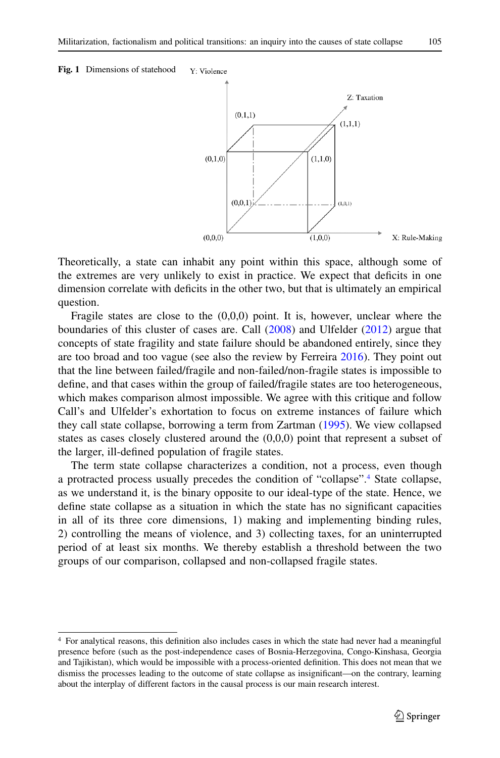**Fig. 1** Dimensions of statehood

Theoretically, a state can inhabit any point within this space, although some of the extremes are very unlikely to exist in practice. We expect that deficits in one dimension correlate with deficits in the other two, but that is ultimately an empirical question.

Fragile states are close to the (0,0,0) point. It is, however, unclear where the boundaries of this cluster of cases are. Call (2008) and Ulfelder (2012) argue that concepts of state fragility and state failure should be abandoned entirely, since they are too broad and too vague (see also the review by Ferreira 2016). They point out that the line between failed/fragile and non-failed/non-fragile states is impossible to define, and that cases within the group of failed/fragile states are too heterogeneous, which makes comparison almost impossible. We agree with this critique and follow Call's and Ulfelder's exhortation to focus on extreme instances of failure which they call state collapse, borrowing a term from Zartman (1995). We view collapsed states as cases closely clustered around the (0,0,0) point that represent a subset of the larger, ill-defined population of fragile states.

The term state collapse characterizes a condition, not a process, even though a protracted process usually precedes the condition of "collapse".[4] State collapse, as we understand it, is the binary opposite to our ideal-type of the state. Hence, we define state collapse as a situation in which the state has no significant capacities in all of its three core dimensions, 1) making and implementing binding rules, 2) controlling the means of violence, and 3) collecting taxes, for an uninterrupted period of at least six months. We thereby establish a threshold between the two groups of our comparison, collapsed and non-collapsed fragile states.

---

[4] For analytical reasons, this definition also includes cases in which the state had never had a meaningful presence before (such as the post-independence cases of Bosnia-Herzegovina, Congo-Kinshasa, Georgia and Tajikistan), which would be impossible with a process-oriented definition. This does not mean that we dismiss the processes leading to the outcome of state collapse as insignificant—on the contrary, learning about the interplay of different factors in the causal process is our main research interest.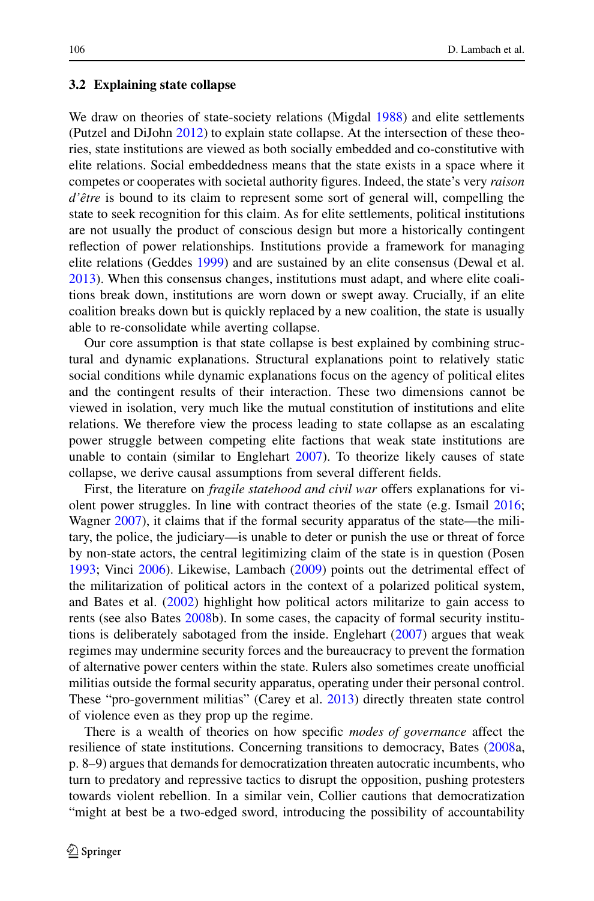### 3.2 Explaining state collapse

We draw on theories of state-society relations (Migdal 1988) and elite settlements (Putzel and DiJohn 2012) to explain state collapse. At the intersection of these theories, state institutions are viewed as both socially embedded and co-constitutive with elite relations. Social embeddedness means that the state exists in a space where it competes or cooperates with societal authority figures. Indeed, the state's very *raison d'être* is bound to its claim to represent some sort of general will, compelling the state to seek recognition for this claim. As for elite settlements, political institutions are not usually the product of conscious design but more a historically contingent reflection of power relationships. Institutions provide a framework for managing elite relations (Geddes 1999) and are sustained by an elite consensus (Dewal et al. 2013). When this consensus changes, institutions must adapt, and where elite coalitions break down, institutions are worn down or swept away. Crucially, if an elite coalition breaks down but is quickly replaced by a new coalition, the state is usually able to re-consolidate while averting collapse.

Our core assumption is that state collapse is best explained by combining structural and dynamic explanations. Structural explanations point to relatively static social conditions while dynamic explanations focus on the agency of political elites and the contingent results of their interaction. These two dimensions cannot be viewed in isolation, very much like the mutual constitution of institutions and elite relations. We therefore view the process leading to state collapse as an escalating power struggle between competing elite factions that weak state institutions are unable to contain (similar to Englehart 2007). To theorize likely causes of state collapse, we derive causal assumptions from several different fields.

First, the literature on *fragile statehood and civil war* offers explanations for violent power struggles. In line with contract theories of the state (e.g. Ismail 2016; Wagner 2007), it claims that if the formal security apparatus of the state—the military, the police, the judiciary—is unable to deter or punish the use or threat of force by non-state actors, the central legitimizing claim of the state is in question (Posen 1993; Vinci 2006). Likewise, Lambach (2009) points out the detrimental effect of the militarization of political actors in the context of a polarized political system, and Bates et al. (2002) highlight how political actors militarize to gain access to rents (see also Bates 2008b). In some cases, the capacity of formal security institutions is deliberately sabotaged from the inside. Englehart (2007) argues that weak regimes may undermine security forces and the bureaucracy to prevent the formation of alternative power centers within the state. Rulers also sometimes create unofficial militias outside the formal security apparatus, operating under their personal control. These "pro-government militias" (Carey et al. 2013) directly threaten state control of violence even as they prop up the regime.

There is a wealth of theories on how specific *modes of governance* affect the resilience of state institutions. Concerning transitions to democracy, Bates (2008a, p. 8–9) argues that demands for democratization threaten autocratic incumbents, who turn to predatory and repressive tactics to disrupt the opposition, pushing protesters towards violent rebellion. In a similar vein, Collier cautions that democratization "might at best be a two-edged sword, introducing the possibility of accountability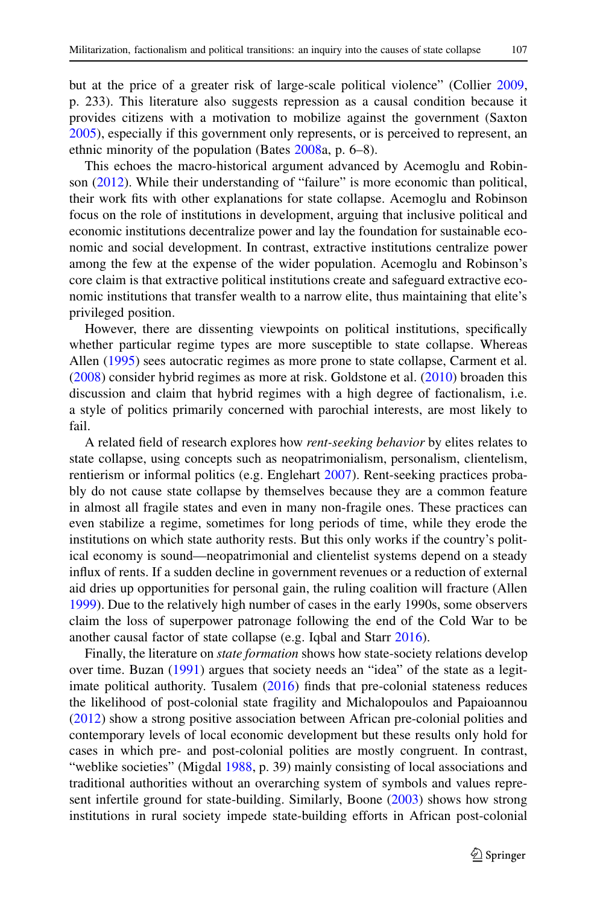but at the price of a greater risk of large-scale political violence" (Collier 2009, p. 233). This literature also suggests repression as a causal condition because it provides citizens with a motivation to mobilize against the government (Saxton 2005), especially if this government only represents, or is perceived to represent, an ethnic minority of the population (Bates 2008a, p. 6–8).

This echoes the macro-historical argument advanced by Acemoglu and Robinson (2012). While their understanding of "failure" is more economic than political, their work fits with other explanations for state collapse. Acemoglu and Robinson focus on the role of institutions in development, arguing that inclusive political and economic institutions decentralize power and lay the foundation for sustainable economic and social development. In contrast, extractive institutions centralize power among the few at the expense of the wider population. Acemoglu and Robinson's core claim is that extractive political institutions create and safeguard extractive economic institutions that transfer wealth to a narrow elite, thus maintaining that elite's privileged position.

However, there are dissenting viewpoints on political institutions, specifically whether particular regime types are more susceptible to state collapse. Whereas Allen (1995) sees autocratic regimes as more prone to state collapse, Carment et al. (2008) consider hybrid regimes as more at risk. Goldstone et al. (2010) broaden this discussion and claim that hybrid regimes with a high degree of factionalism, i.e. a style of politics primarily concerned with parochial interests, are most likely to fail.

A related field of research explores how *rent-seeking behavior* by elites relates to state collapse, using concepts such as neopatrimonialism, personalism, clientelism, rentierism or informal politics (e.g. Englehart 2007). Rent-seeking practices probably do not cause state collapse by themselves because they are a common feature in almost all fragile states and even in many non-fragile ones. These practices can even stabilize a regime, sometimes for long periods of time, while they erode the institutions on which state authority rests. But this only works if the country's political economy is sound—neopatrimonial and clientelist systems depend on a steady influx of rents. If a sudden decline in government revenues or a reduction of external aid dries up opportunities for personal gain, the ruling coalition will fracture (Allen 1999). Due to the relatively high number of cases in the early 1990s, some observers claim the loss of superpower patronage following the end of the Cold War to be another causal factor of state collapse (e.g. Iqbal and Starr 2016).

Finally, the literature on *state formation* shows how state-society relations develop over time. Buzan (1991) argues that society needs an "idea" of the state as a legitimate political authority. Tusalem (2016) finds that pre-colonial stateness reduces the likelihood of post-colonial state fragility and Michalopoulos and Papaioannou (2012) show a strong positive association between African pre-colonial polities and contemporary levels of local economic development but these results only hold for cases in which pre- and post-colonial polities are mostly congruent. In contrast, "weblike societies" (Migdal 1988, p. 39) mainly consisting of local associations and traditional authorities without an overarching system of symbols and values represent infertile ground for state-building. Similarly, Boone (2003) shows how strong institutions in rural society impede state-building efforts in African post-colonial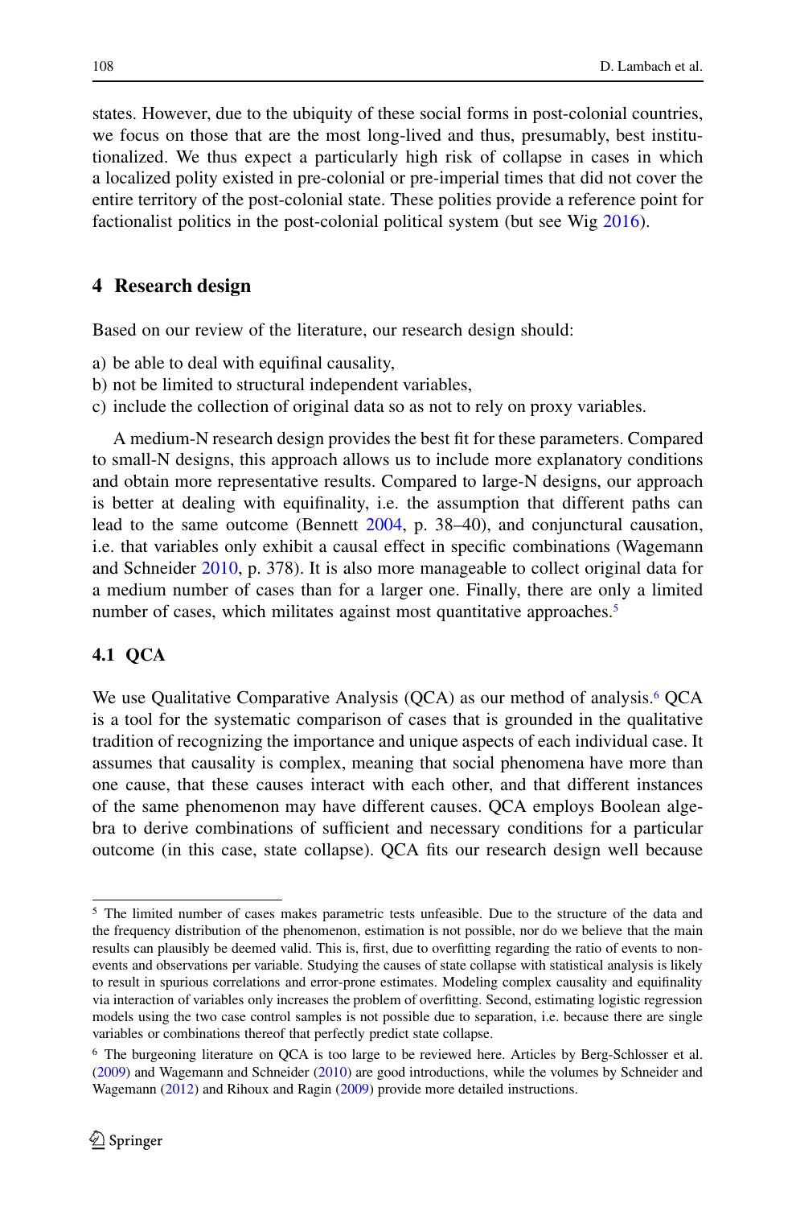states. However, due to the ubiquity of these social forms in post-colonial countries, we focus on those that are the most long-lived and thus, presumably, best institutionalized. We thus expect a particularly high risk of collapse in cases in which a localized polity existed in pre-colonial or pre-imperial times that did not cover the entire territory of the post-colonial state. These polities provide a reference point for factionalist politics in the post-colonial political system (but see Wig 2016).

## 4 Research design

Based on our review of the literature, our research design should:

a) be able to deal with equifinal causality,
b) not be limited to structural independent variables,
c) include the collection of original data so as not to rely on proxy variables.

A medium-N research design provides the best fit for these parameters. Compared to small-N designs, this approach allows us to include more explanatory conditions and obtain more representative results. Compared to large-N designs, our approach is better at dealing with equifinality, i.e. the assumption that different paths can lead to the same outcome (Bennett 2004, p. 38–40), and conjunctural causation, i.e. that variables only exhibit a causal effect in specific combinations (Wagemann and Schneider 2010, p. 378). It is also more manageable to collect original data for a medium number of cases than for a larger one. Finally, there are only a limited number of cases, which militates against most quantitative approaches.[5]

### 4.1 QCA

We use Qualitative Comparative Analysis (QCA) as our method of analysis.[6] QCA is a tool for the systematic comparison of cases that is grounded in the qualitative tradition of recognizing the importance and unique aspects of each individual case. It assumes that causality is complex, meaning that social phenomena have more than one cause, that these causes interact with each other, and that different instances of the same phenomenon may have different causes. QCA employs Boolean algebra to derive combinations of sufficient and necessary conditions for a particular outcome (in this case, state collapse). QCA fits our research design well because

---

[5] The limited number of cases makes parametric tests unfeasible. Due to the structure of the data and the frequency distribution of the phenomenon, estimation is not possible, nor do we believe that the main results can plausibly be deemed valid. This is, first, due to overfitting regarding the ratio of events to non-events and observations per variable. Studying the causes of state collapse with statistical analysis is likely to result in spurious correlations and error-prone estimates. Modeling complex causality and equifinality via interaction of variables only increases the problem of overfitting. Second, estimating logistic regression models using the two case control samples is not possible due to separation, i.e. because there are single variables or combinations thereof that perfectly predict state collapse.

[6] The burgeoning literature on QCA is too large to be reviewed here. Articles by Berg-Schlosser et al. (2009) and Wagemann and Schneider (2010) are good introductions, while the volumes by Schneider and Wagemann (2012) and Rihoux and Ragin (2009) provide more detailed instructions.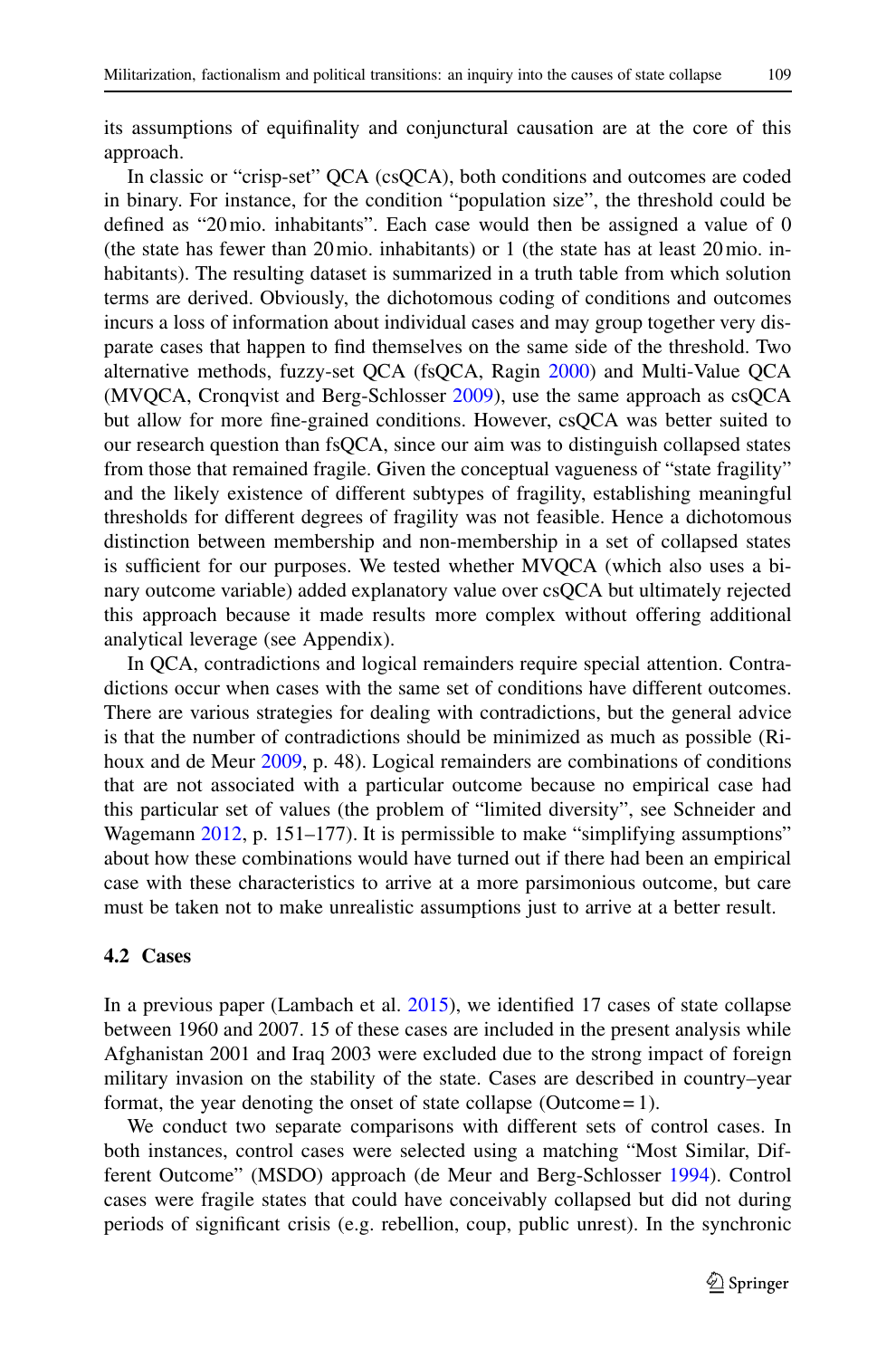its assumptions of equifinality and conjunctural causation are at the core of this approach.

In classic or "crisp-set" QCA (csQCA), both conditions and outcomes are coded in binary. For instance, for the condition "population size", the threshold could be defined as "20 mio. inhabitants". Each case would then be assigned a value of 0 (the state has fewer than 20 mio. inhabitants) or 1 (the state has at least 20 mio. inhabitants). The resulting dataset is summarized in a truth table from which solution terms are derived. Obviously, the dichotomous coding of conditions and outcomes incurs a loss of information about individual cases and may group together very disparate cases that happen to find themselves on the same side of the threshold. Two alternative methods, fuzzy-set QCA (fsQCA, Ragin 2000) and Multi-Value QCA (MVQCA, Cronqvist and Berg-Schlosser 2009), use the same approach as csQCA but allow for more fine-grained conditions. However, csQCA was better suited to our research question than fsQCA, since our aim was to distinguish collapsed states from those that remained fragile. Given the conceptual vagueness of "state fragility" and the likely existence of different subtypes of fragility, establishing meaningful thresholds for different degrees of fragility was not feasible. Hence a dichotomous distinction between membership and non-membership in a set of collapsed states is sufficient for our purposes. We tested whether MVQCA (which also uses a binary outcome variable) added explanatory value over csQCA but ultimately rejected this approach because it made results more complex without offering additional analytical leverage (see Appendix).

In QCA, contradictions and logical remainders require special attention. Contradictions occur when cases with the same set of conditions have different outcomes. There are various strategies for dealing with contradictions, but the general advice is that the number of contradictions should be minimized as much as possible (Rihoux and de Meur 2009, p. 48). Logical remainders are combinations of conditions that are not associated with a particular outcome because no empirical case had this particular set of values (the problem of "limited diversity", see Schneider and Wagemann 2012, p. 151–177). It is permissible to make "simplifying assumptions" about how these combinations would have turned out if there had been an empirical case with these characteristics to arrive at a more parsimonious outcome, but care must be taken not to make unrealistic assumptions just to arrive at a better result.

### 4.2 Cases

In a previous paper (Lambach et al. 2015), we identified 17 cases of state collapse between 1960 and 2007. 15 of these cases are included in the present analysis while Afghanistan 2001 and Iraq 2003 were excluded due to the strong impact of foreign military invasion on the stability of the state. Cases are described in country–year format, the year denoting the onset of state collapse (Outcome = 1).

We conduct two separate comparisons with different sets of control cases. In both instances, control cases were selected using a matching "Most Similar, Different Outcome" (MSDO) approach (de Meur and Berg-Schlosser 1994). Control cases were fragile states that could have conceivably collapsed but did not during periods of significant crisis (e.g. rebellion, coup, public unrest). In the synchronic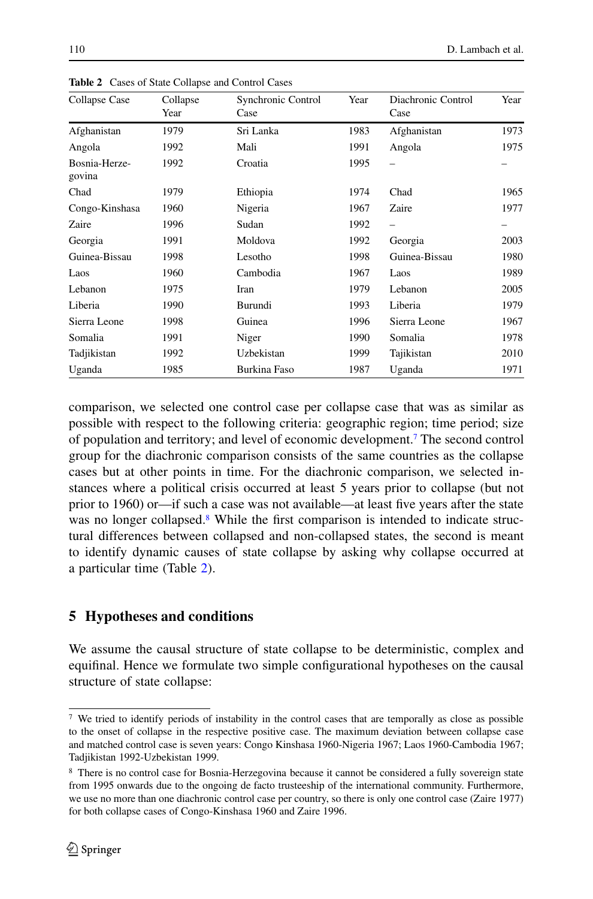**Table 2** Cases of State Collapse and Control Cases

| Collapse Case | Collapse Year | Synchronic Control Case | Year | Diachronic Control Case | Year |
|---|---|---|---|---|---|
| Afghanistan | 1979 | Sri Lanka | 1983 | Afghanistan | 1973 |
| Angola | 1992 | Mali | 1991 | Angola | 1975 |
| Bosnia-Herzegovina | 1992 | Croatia | 1995 | – | – |
| Chad | 1979 | Ethiopia | 1974 | Chad | 1965 |
| Congo-Kinshasa | 1960 | Nigeria | 1967 | Zaire | 1977 |
| Zaire | 1996 | Sudan | 1992 | – | – |
| Georgia | 1991 | Moldova | 1992 | Georgia | 2003 |
| Guinea-Bissau | 1998 | Lesotho | 1998 | Guinea-Bissau | 1980 |
| Laos | 1960 | Cambodia | 1967 | Laos | 1989 |
| Lebanon | 1975 | Iran | 1979 | Lebanon | 2005 |
| Liberia | 1990 | Burundi | 1993 | Liberia | 1979 |
| Sierra Leone | 1998 | Guinea | 1996 | Sierra Leone | 1967 |
| Somalia | 1991 | Niger | 1990 | Somalia | 1978 |
| Tadjikistan | 1992 | Uzbekistan | 1999 | Tajikistan | 2010 |
| Uganda | 1985 | Burkina Faso | 1987 | Uganda | 1971 |

comparison, we selected one control case per collapse case that was as similar as possible with respect to the following criteria: geographic region; time period; size of population and territory; and level of economic development.[7] The second control group for the diachronic comparison consists of the same countries as the collapse cases but at other points in time. For the diachronic comparison, we selected instances where a political crisis occurred at least 5 years prior to collapse (but not prior to 1960) or—if such a case was not available—at least five years after the state was no longer collapsed.[8] While the first comparison is intended to indicate structural differences between collapsed and non-collapsed states, the second is meant to identify dynamic causes of state collapse by asking why collapse occurred at a particular time (Table 2).

## 5 Hypotheses and conditions

We assume the causal structure of state collapse to be deterministic, complex and equifinal. Hence we formulate two simple configurational hypotheses on the causal structure of state collapse:

[7] We tried to identify periods of instability in the control cases that are temporally as close as possible to the onset of collapse in the respective positive case. The maximum deviation between collapse case and matched control case is seven years: Congo Kinshasa 1960-Nigeria 1967; Laos 1960-Cambodia 1967; Tadjikistan 1992-Uzbekistan 1999.

[8] There is no control case for Bosnia-Herzegovina because it cannot be considered a fully sovereign state from 1995 onwards due to the ongoing de facto trusteeship of the international community. Furthermore, we use no more than one diachronic control case per country, so there is only one control case (Zaire 1977) for both collapse cases of Congo-Kinshasa 1960 and Zaire 1996.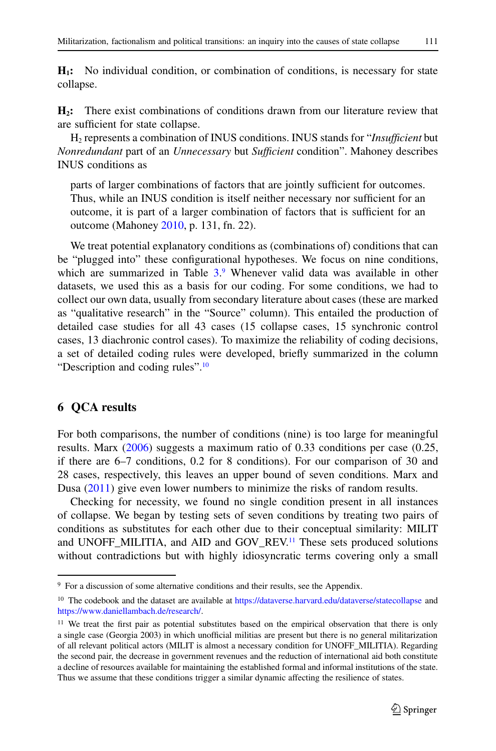**$H_1$:** No individual condition, or combination of conditions, is necessary for state collapse.

**$H_2$:** There exist combinations of conditions drawn from our literature review that are sufficient for state collapse.

$H_2$ represents a combination of INUS conditions. INUS stands for "*Insufficient* but *Nonredundant* part of an *Unnecessary* but *Sufficient* condition". Mahoney describes INUS conditions as

> parts of larger combinations of factors that are jointly sufficient for outcomes. Thus, while an INUS condition is itself neither necessary nor sufficient for an outcome, it is part of a larger combination of factors that is sufficient for an outcome (Mahoney 2010, p. 131, fn. 22).

We treat potential explanatory conditions as (combinations of) conditions that can be "plugged into" these configurational hypotheses. We focus on nine conditions, which are summarized in Table 3.[9] Whenever valid data was available in other datasets, we used this as a basis for our coding. For some conditions, we had to collect our own data, usually from secondary literature about cases (these are marked as "qualitative research" in the "Source" column). This entailed the production of detailed case studies for all 43 cases (15 collapse cases, 15 synchronic control cases, 13 diachronic control cases). To maximize the reliability of coding decisions, a set of detailed coding rules were developed, briefly summarized in the column "Description and coding rules".[10]

## 6 QCA results

For both comparisons, the number of conditions (nine) is too large for meaningful results. Marx (2006) suggests a maximum ratio of 0.33 conditions per case (0.25, if there are 6–7 conditions, 0.2 for 8 conditions). For our comparison of 30 and 28 cases, respectively, this leaves an upper bound of seven conditions. Marx and Dusa (2011) give even lower numbers to minimize the risks of random results.

Checking for necessity, we found no single condition present in all instances of collapse. We began by testing sets of seven conditions by treating two pairs of conditions as substitutes for each other due to their conceptual similarity: MILIT and UNOFF_MILITIA, and AID and GOV_REV.[11] These sets produced solutions without contradictions but with highly idiosyncratic terms covering only a small

---

[9] For a discussion of some alternative conditions and their results, see the Appendix.

[10] The codebook and the dataset are available at https://dataverse.harvard.edu/dataverse/statecollapse and https://www.daniellambach.de/research/.

[11] We treat the first pair as potential substitutes based on the empirical observation that there is only a single case (Georgia 2003) in which unofficial militias are present but there is no general militarization of all relevant political actors (MILIT is almost a necessary condition for UNOFF_MILITIA). Regarding the second pair, the decrease in government revenues and the reduction of international aid both constitute a decline of resources available for maintaining the established formal and informal institutions of the state. Thus we assume that these conditions trigger a similar dynamic affecting the resilience of states.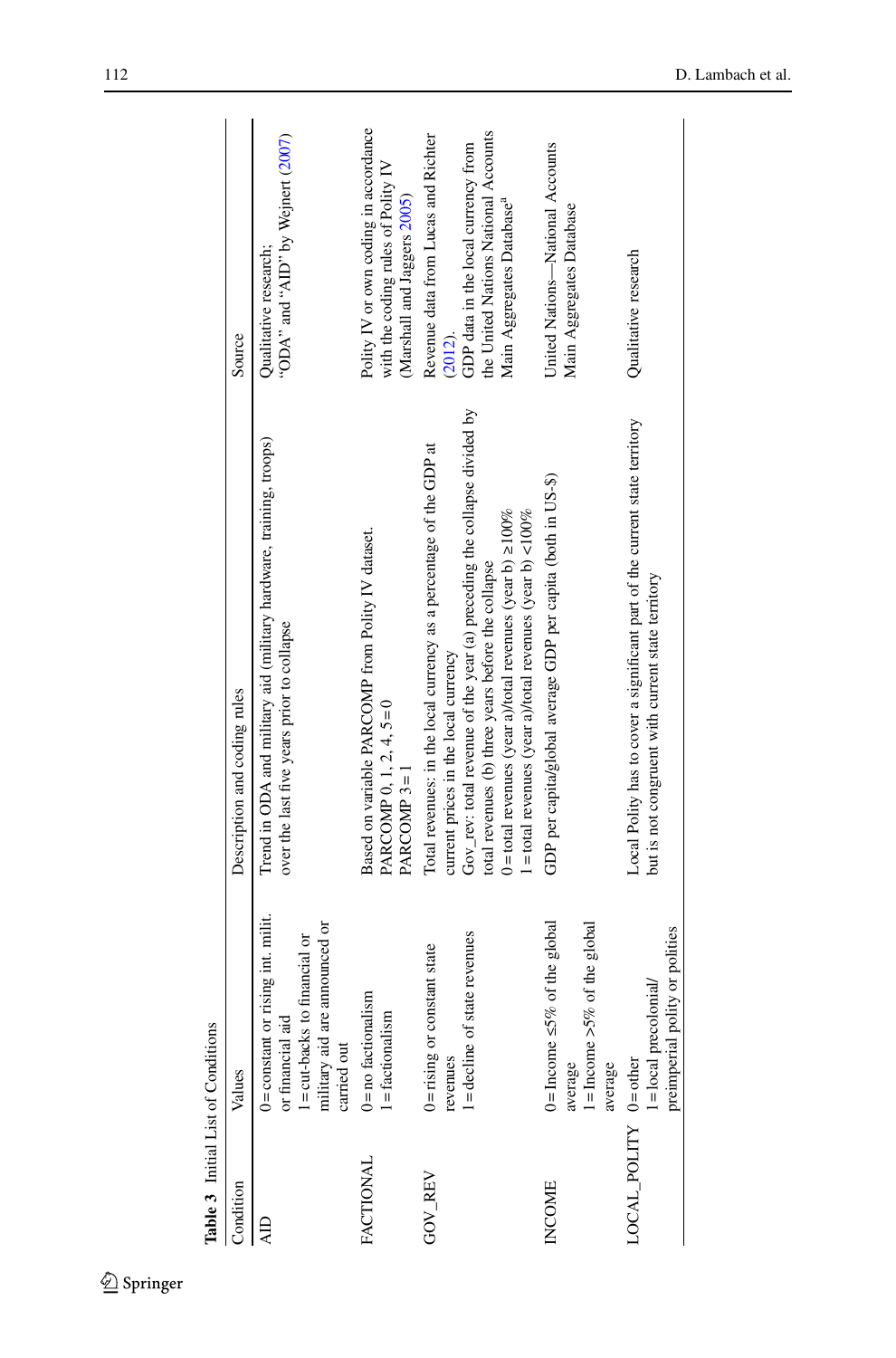**Table 3** Initial List of Conditions

| Condition | Values | Description and coding rules | Source |
|---|---|---|---|
| AID | 0 = constant or rising int. milit. or financial aid<br>1 = cut-backs to financial or military aid are announced or carried out | Trend in ODA and military aid (military hardware, training, troops) over the last five years prior to collapse | Qualitative research;<br>"ODA" and "AID" by Wejnert (2007) |
| FACTIONAL | 0 = no factionalism<br>1 = factionalism | Based on variable PARCOMP from Polity IV dataset.<br>PARCOMP 0, 1, 2, 4, 5 = 0<br>PARCOMP 3 = 1 | Polity IV or own coding in accordance with the coding rules of Polity IV (Marshall and Jaggers 2005) |
| GOV_REV | 0 = rising or constant state revenues<br>1 = decline of state revenues | Total revenues: in the local currency as a percentage of the GDP at current prices in the local currency<br>Gov_rev: total revenue of the year (a) preceding the collapse divided by total revenues (b) three years before the collapse<br>0 = total revenues (year a)/total revenues (year b) ≥100%<br>1 = total revenues (year a)/total revenues (year b) <100% | Revenue data from Lucas and Richter (2012).<br>GDP data in the local currency from the United Nations National Accounts Main Aggregates Database[a] |
| INCOME | 0 = Income ≤5% of the global average<br>1 = Income >5% of the global average | GDP per capita/global average GDP per capita (both in US-$) | United Nations—National Accounts Main Aggregates Database |
| LOCAL_POLITY | 0 = other<br>1 = local precolonial/preimperial polity or polities | Local Polity has to cover a significant part of the current state territory but is not congruent with current state territory | Qualitative research |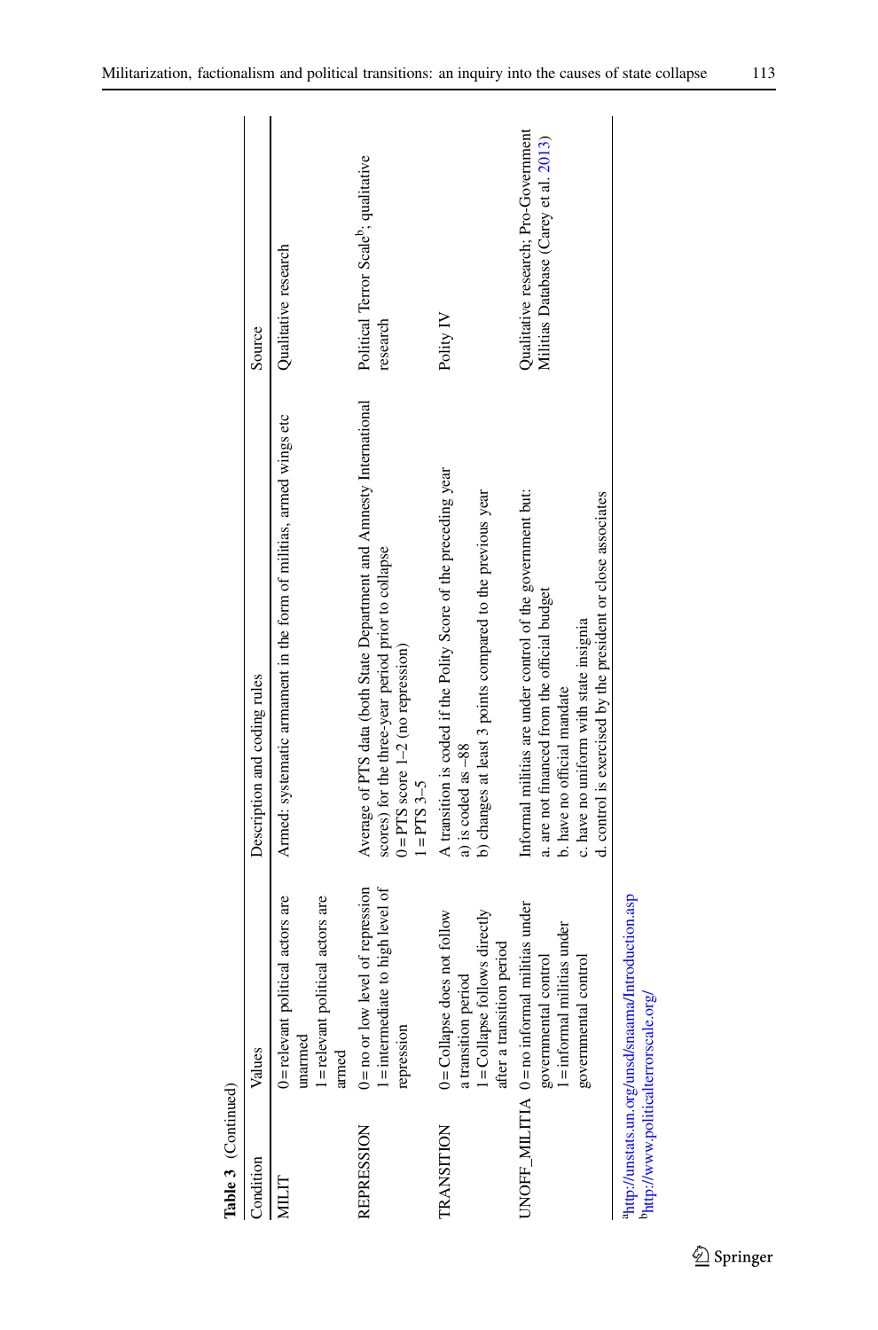**Table 3** (Continued)

| Condition | Values | Description and coding rules | Source |
|---|---|---|---|
| MILIT | 0 = relevant political actors are unarmed<br>1 = relevant political actors are armed | Armed: systematic armament in the form of militias, armed wings etc | Qualitative research |
| REPRESSION | 0 = no or low level of repression<br>1 = intermediate to high level of repression | Average of PTS data (both State Department and Amnesty International scores) for the three-year period prior to collapse<br>0 = PTS score 1–2 (no repression)<br>1 = PTS 3–5 | Political Terror Scale[b]; qualitative research |
| TRANSITION | 0 = Collapse does not follow a transition period<br>1 = Collapse follows directly after a transition period | A transition is coded if the Polity Score of the preceding year<br>a) is coded as –88<br>b) changes at least 3 points compared to the previous year | Polity IV |
| UNOFF_MILITIA | 0 = no informal militias under governmental control<br>1 = informal militias under governmental control | Informal militias are under control of the government but:<br>a. are not financed from the official budget<br>b. have no official mandate<br>c. have no uniform with state insignia<br>d. control is exercised by the president or close associates | Qualitative research; Pro-Government Militias Database (Carey et al. 2013) |

[a]http://unstats.un.org/unsd/snaama/Introduction.asp
[b]http://www.politicalterrorscale.org/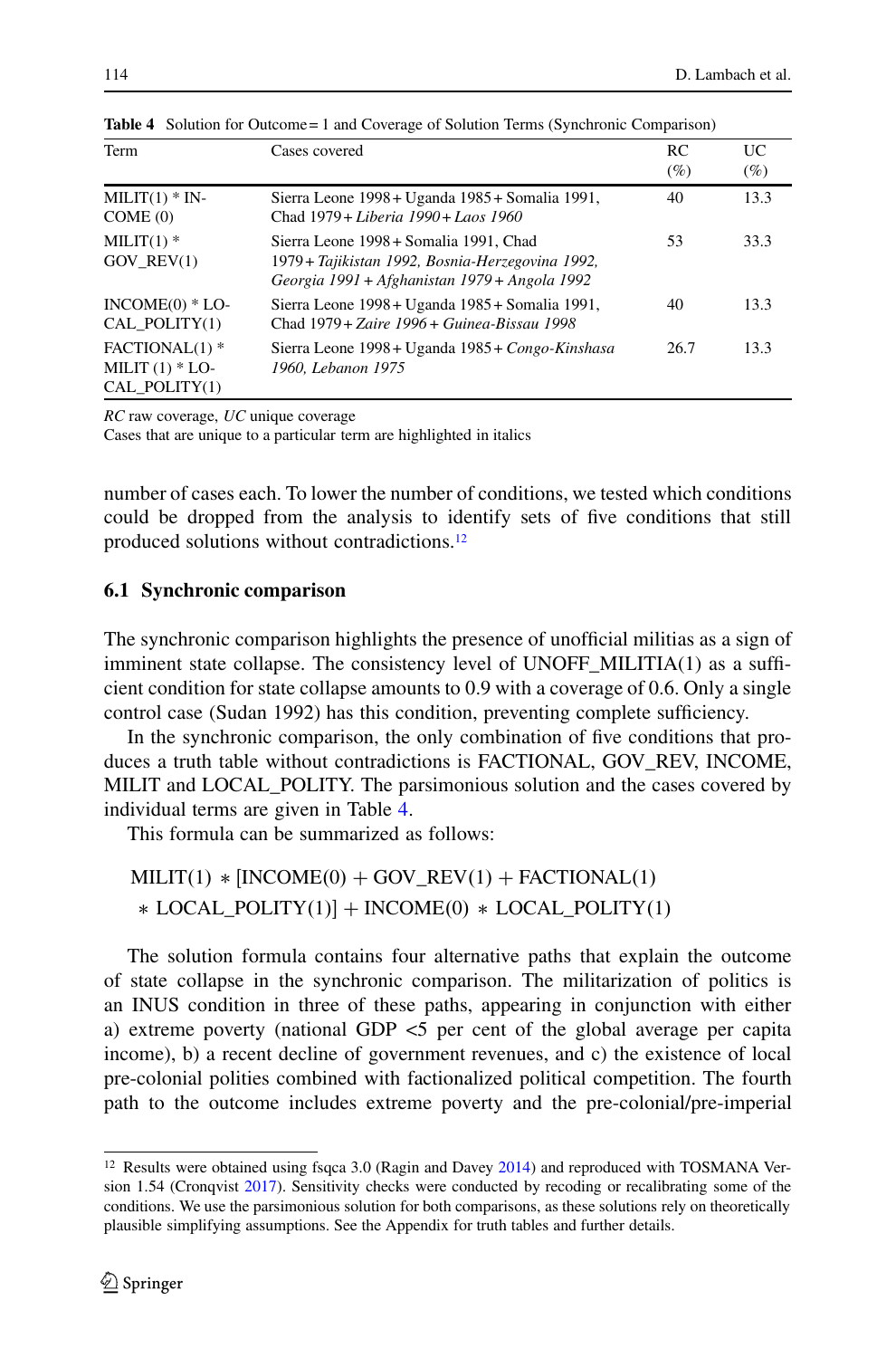**Table 4** Solution for Outcome = 1 and Coverage of Solution Terms (Synchronic Comparison)

| Term | Cases covered | RC (%) | UC (%) |
|---|---|---|---|
| MILIT(1) * INCOME (0) | Sierra Leone 1998 + Uganda 1985 + Somalia 1991, Chad 1979 + *Liberia 1990* + *Laos 1960* | 40 | 13.3 |
| MILIT(1) * GOV_REV(1) | Sierra Leone 1998 + Somalia 1991, Chad 1979 + *Tajikistan 1992, Bosnia-Herzegovina 1992, Georgia 1991* + *Afghanistan 1979* + *Angola 1992* | 53 | 33.3 |
| INCOME(0) * LOCAL_POLITY(1) | Sierra Leone 1998 + Uganda 1985 + Somalia 1991, Chad 1979 + *Zaire 1996* + *Guinea-Bissau 1998* | 40 | 13.3 |
| FACTIONAL(1) * MILIT (1) * LOCAL_POLITY(1) | Sierra Leone 1998 + Uganda 1985 + *Congo-Kinshasa 1960, Lebanon 1975* | 26.7 | 13.3 |

*RC* raw coverage, *UC* unique coverage
Cases that are unique to a particular term are highlighted in italics

number of cases each. To lower the number of conditions, we tested which conditions could be dropped from the analysis to identify sets of five conditions that still produced solutions without contradictions.[12]

### 6.1 Synchronic comparison

The synchronic comparison highlights the presence of unofficial militias as a sign of imminent state collapse. The consistency level of UNOFF_MILITIA(1) as a sufficient condition for state collapse amounts to 0.9 with a coverage of 0.6. Only a single control case (Sudan 1992) has this condition, preventing complete sufficiency.

In the synchronic comparison, the only combination of five conditions that produces a truth table without contradictions is FACTIONAL, GOV_REV, INCOME, MILIT and LOCAL_POLITY. The parsimonious solution and the cases covered by individual terms are given in Table 4.

This formula can be summarized as follows:

$$\text{MILIT(1)} * [\text{INCOME(0)} + \text{GOV\_REV(1)} + \text{FACTIONAL(1)} * \text{LOCAL\_POLITY(1)}] + \text{INCOME(0)} * \text{LOCAL\_POLITY(1)}$$

The solution formula contains four alternative paths that explain the outcome of state collapse in the synchronic comparison. The militarization of politics is an INUS condition in three of these paths, appearing in conjunction with either a) extreme poverty (national GDP <5 per cent of the global average per capita income), b) a recent decline of government revenues, and c) the existence of local pre-colonial polities combined with factionalized political competition. The fourth path to the outcome includes extreme poverty and the pre-colonial/pre-imperial

[12] Results were obtained using fsqca 3.0 (Ragin and Davey 2014) and reproduced with TOSMANA Version 1.54 (Cronqvist 2017). Sensitivity checks were conducted by recoding or recalibrating some of the conditions. We use the parsimonious solution for both comparisons, as these solutions rely on theoretically plausible simplifying assumptions. See the Appendix for truth tables and further details.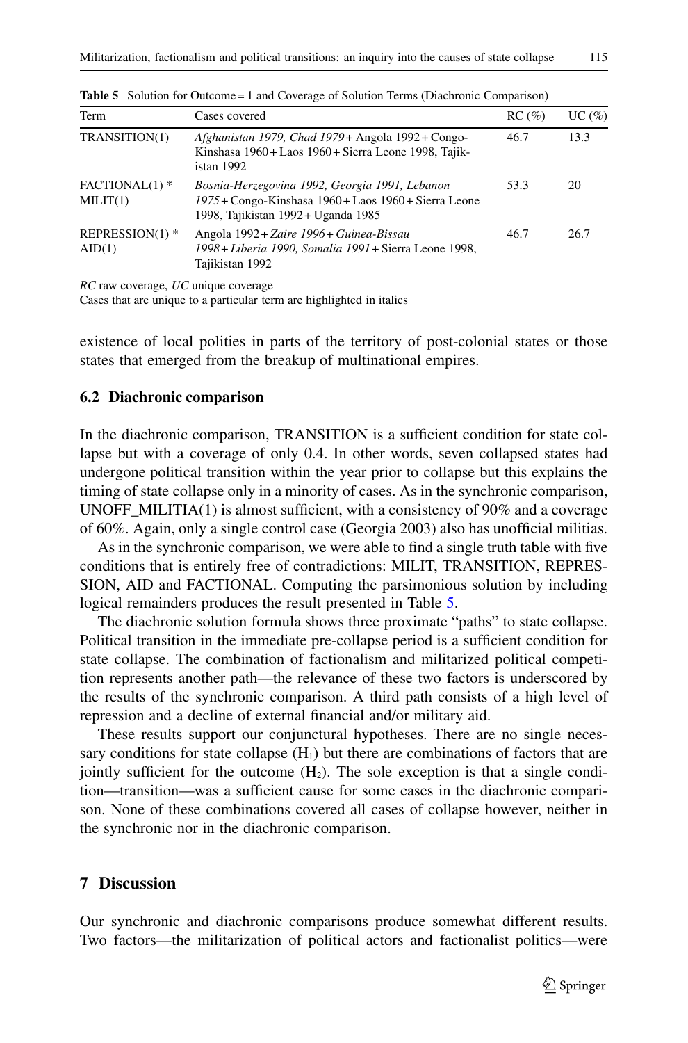**Table 5** Solution for Outcome = 1 and Coverage of Solution Terms (Diachronic Comparison)

| Term | Cases covered | RC (%) | UC (%) |
|---|---|---|---|
| TRANSITION(1) | *Afghanistan 1979, Chad 1979* + Angola 1992 + Congo-Kinshasa 1960 + Laos 1960 + Sierra Leone 1998, Tajikistan 1992 | 46.7 | 13.3 |
| FACTIONAL(1) * MILIT(1) | *Bosnia-Herzegovina 1992, Georgia 1991, Lebanon 1975* + Congo-Kinshasa 1960 + Laos 1960 + Sierra Leone 1998, Tajikistan 1992 + Uganda 1985 | 53.3 | 20 |
| REPRESSION(1) * AID(1) | Angola 1992 + *Zaire 1996* + *Guinea-Bissau 1998* + *Liberia 1990, Somalia 1991* + Sierra Leone 1998, Tajikistan 1992 | 46.7 | 26.7 |

*RC* raw coverage, *UC* unique coverage

Cases that are unique to a particular term are highlighted in italics

existence of local polities in parts of the territory of post-colonial states or those states that emerged from the breakup of multinational empires.

### 6.2 Diachronic comparison

In the diachronic comparison, TRANSITION is a sufficient condition for state collapse but with a coverage of only 0.4. In other words, seven collapsed states had undergone political transition within the year prior to collapse but this explains the timing of state collapse only in a minority of cases. As in the synchronic comparison, UNOFF_MILITIA(1) is almost sufficient, with a consistency of 90% and a coverage of 60%. Again, only a single control case (Georgia 2003) also has unofficial militias.

As in the synchronic comparison, we were able to find a single truth table with five conditions that is entirely free of contradictions: MILIT, TRANSITION, REPRESSION, AID and FACTIONAL. Computing the parsimonious solution by including logical remainders produces the result presented in Table 5.

The diachronic solution formula shows three proximate "paths" to state collapse. Political transition in the immediate pre-collapse period is a sufficient condition for state collapse. The combination of factionalism and militarized political competition represents another path—the relevance of these two factors is underscored by the results of the synchronic comparison. A third path consists of a high level of repression and a decline of external financial and/or military aid.

These results support our conjunctural hypotheses. There are no single necessary conditions for state collapse ($H_1$) but there are combinations of factors that are jointly sufficient for the outcome ($H_2$). The sole exception is that a single condition—transition—was a sufficient cause for some cases in the diachronic comparison. None of these combinations covered all cases of collapse however, neither in the synchronic nor in the diachronic comparison.

## 7 Discussion

Our synchronic and diachronic comparisons produce somewhat different results. Two factors—the militarization of political actors and factionalist politics—were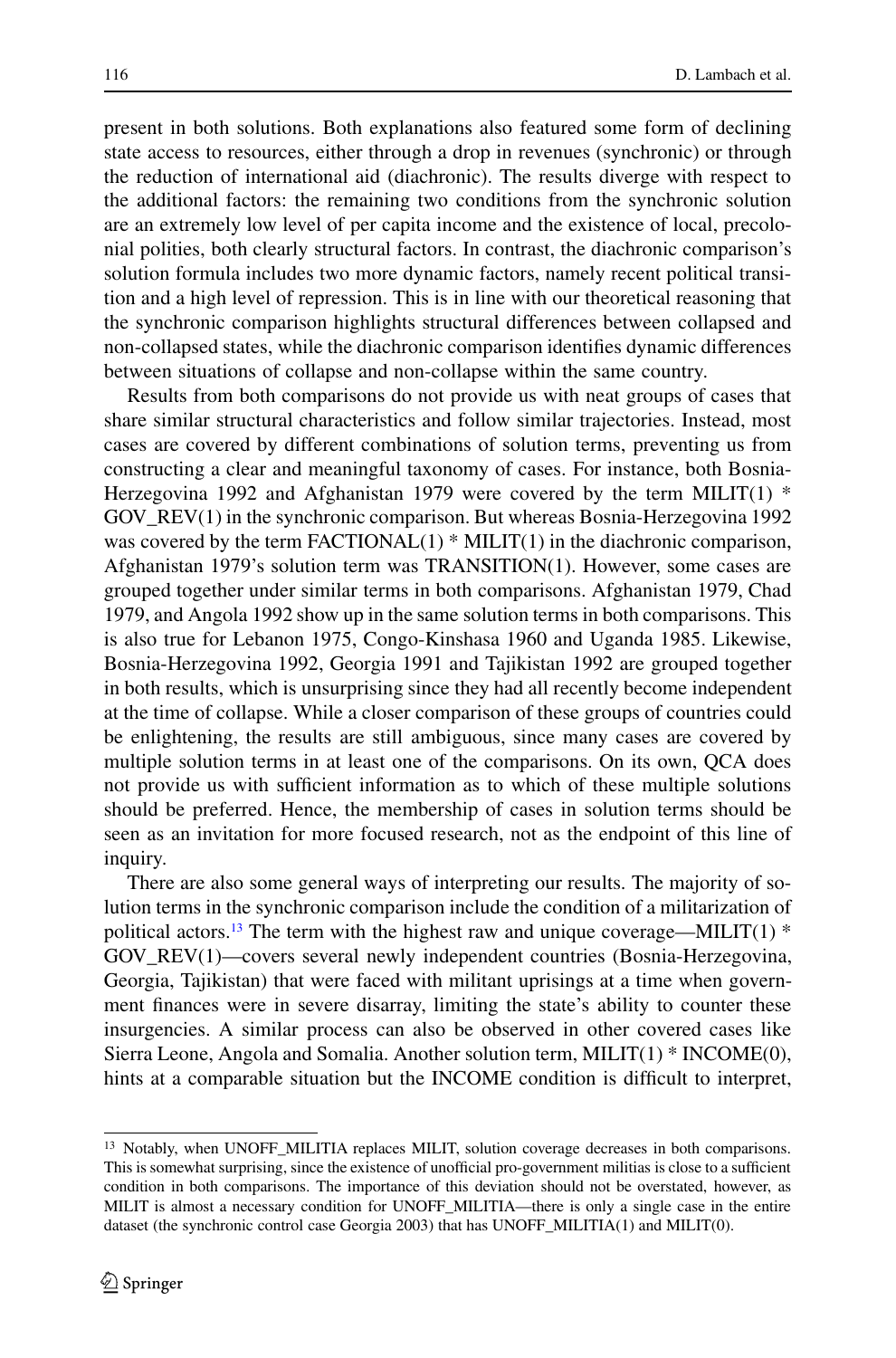present in both solutions. Both explanations also featured some form of declining state access to resources, either through a drop in revenues (synchronic) or through the reduction of international aid (diachronic). The results diverge with respect to the additional factors: the remaining two conditions from the synchronic solution are an extremely low level of per capita income and the existence of local, precolonial polities, both clearly structural factors. In contrast, the diachronic comparison's solution formula includes two more dynamic factors, namely recent political transition and a high level of repression. This is in line with our theoretical reasoning that the synchronic comparison highlights structural differences between collapsed and non-collapsed states, while the diachronic comparison identifies dynamic differences between situations of collapse and non-collapse within the same country.

Results from both comparisons do not provide us with neat groups of cases that share similar structural characteristics and follow similar trajectories. Instead, most cases are covered by different combinations of solution terms, preventing us from constructing a clear and meaningful taxonomy of cases. For instance, both Bosnia-Herzegovina 1992 and Afghanistan 1979 were covered by the term MILIT(1) * GOV_REV(1) in the synchronic comparison. But whereas Bosnia-Herzegovina 1992 was covered by the term FACTIONAL(1) * MILIT(1) in the diachronic comparison, Afghanistan 1979's solution term was TRANSITION(1). However, some cases are grouped together under similar terms in both comparisons. Afghanistan 1979, Chad 1979, and Angola 1992 show up in the same solution terms in both comparisons. This is also true for Lebanon 1975, Congo-Kinshasa 1960 and Uganda 1985. Likewise, Bosnia-Herzegovina 1992, Georgia 1991 and Tajikistan 1992 are grouped together in both results, which is unsurprising since they had all recently become independent at the time of collapse. While a closer comparison of these groups of countries could be enlightening, the results are still ambiguous, since many cases are covered by multiple solution terms in at least one of the comparisons. On its own, QCA does not provide us with sufficient information as to which of these multiple solutions should be preferred. Hence, the membership of cases in solution terms should be seen as an invitation for more focused research, not as the endpoint of this line of inquiry.

There are also some general ways of interpreting our results. The majority of solution terms in the synchronic comparison include the condition of a militarization of political actors.[13] The term with the highest raw and unique coverage—MILIT(1) * GOV_REV(1)—covers several newly independent countries (Bosnia-Herzegovina, Georgia, Tajikistan) that were faced with militant uprisings at a time when government finances were in severe disarray, limiting the state's ability to counter these insurgencies. A similar process can also be observed in other covered cases like Sierra Leone, Angola and Somalia. Another solution term, MILIT(1) * INCOME(0), hints at a comparable situation but the INCOME condition is difficult to interpret,

[13] Notably, when UNOFF_MILITIA replaces MILIT, solution coverage decreases in both comparisons. This is somewhat surprising, since the existence of unofficial pro-government militias is close to a sufficient condition in both comparisons. The importance of this deviation should not be overstated, however, as MILIT is almost a necessary condition for UNOFF_MILITIA—there is only a single case in the entire dataset (the synchronic control case Georgia 2003) that has UNOFF_MILITIA(1) and MILIT(0).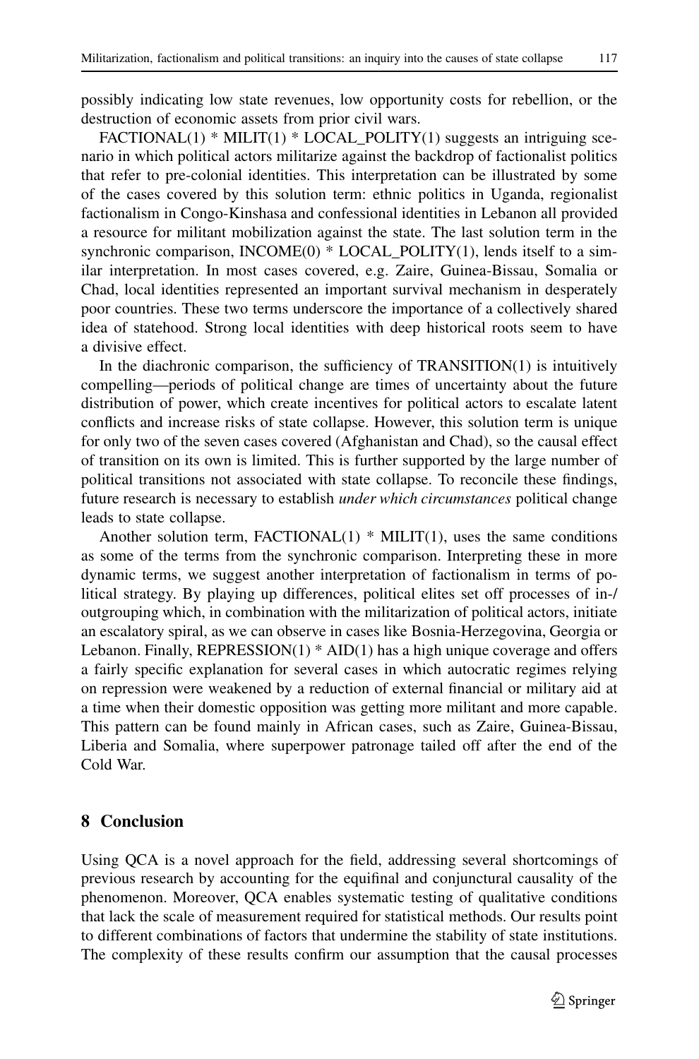possibly indicating low state revenues, low opportunity costs for rebellion, or the destruction of economic assets from prior civil wars.

FACTIONAL(1) * MILIT(1) * LOCAL_POLITY(1) suggests an intriguing scenario in which political actors militarize against the backdrop of factionalist politics that refer to pre-colonial identities. This interpretation can be illustrated by some of the cases covered by this solution term: ethnic politics in Uganda, regionalist factionalism in Congo-Kinshasa and confessional identities in Lebanon all provided a resource for militant mobilization against the state. The last solution term in the synchronic comparison, INCOME(0) * LOCAL_POLITY(1), lends itself to a similar interpretation. In most cases covered, e.g. Zaire, Guinea-Bissau, Somalia or Chad, local identities represented an important survival mechanism in desperately poor countries. These two terms underscore the importance of a collectively shared idea of statehood. Strong local identities with deep historical roots seem to have a divisive effect.

In the diachronic comparison, the sufficiency of TRANSITION(1) is intuitively compelling—periods of political change are times of uncertainty about the future distribution of power, which create incentives for political actors to escalate latent conflicts and increase risks of state collapse. However, this solution term is unique for only two of the seven cases covered (Afghanistan and Chad), so the causal effect of transition on its own is limited. This is further supported by the large number of political transitions not associated with state collapse. To reconcile these findings, future research is necessary to establish *under which circumstances* political change leads to state collapse.

Another solution term, FACTIONAL(1) * MILIT(1), uses the same conditions as some of the terms from the synchronic comparison. Interpreting these in more dynamic terms, we suggest another interpretation of factionalism in terms of political strategy. By playing up differences, political elites set off processes of in-/outgrouping which, in combination with the militarization of political actors, initiate an escalatory spiral, as we can observe in cases like Bosnia-Herzegovina, Georgia or Lebanon. Finally, REPRESSION(1) * AID(1) has a high unique coverage and offers a fairly specific explanation for several cases in which autocratic regimes relying on repression were weakened by a reduction of external financial or military aid at a time when their domestic opposition was getting more militant and more capable. This pattern can be found mainly in African cases, such as Zaire, Guinea-Bissau, Liberia and Somalia, where superpower patronage tailed off after the end of the Cold War.

## 8 Conclusion

Using QCA is a novel approach for the field, addressing several shortcomings of previous research by accounting for the equifinal and conjunctural causality of the phenomenon. Moreover, QCA enables systematic testing of qualitative conditions that lack the scale of measurement required for statistical methods. Our results point to different combinations of factors that undermine the stability of state institutions. The complexity of these results confirm our assumption that the causal processes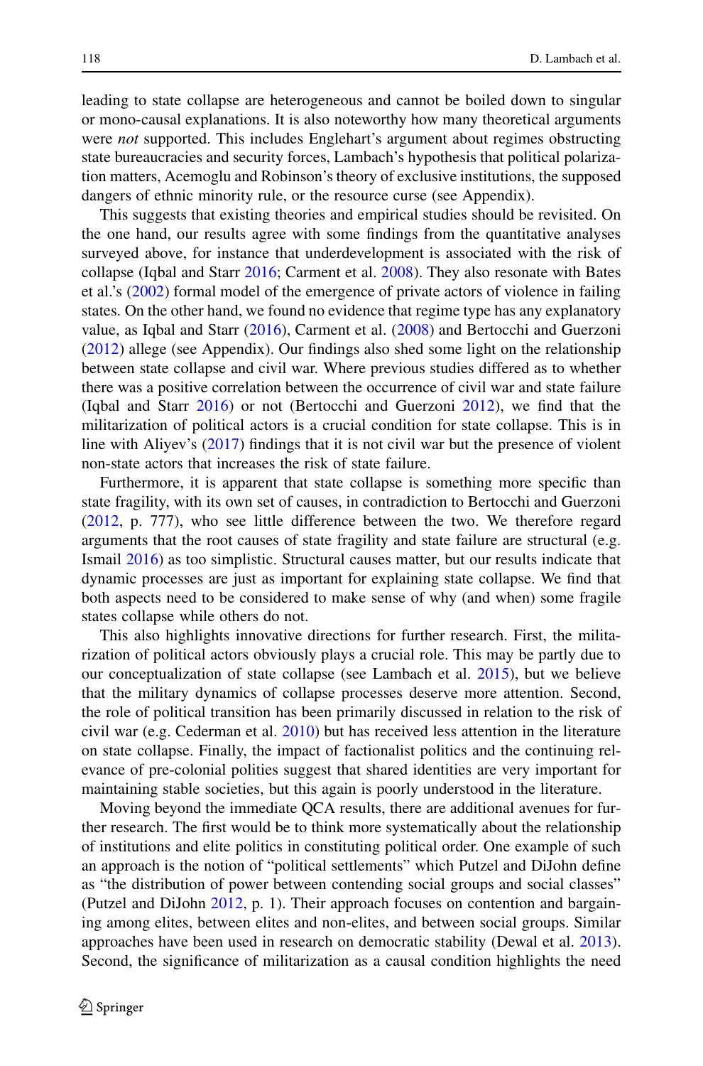leading to state collapse are heterogeneous and cannot be boiled down to singular or mono-causal explanations. It is also noteworthy how many theoretical arguments were *not* supported. This includes Englehart's argument about regimes obstructing state bureaucracies and security forces, Lambach's hypothesis that political polarization matters, Acemoglu and Robinson's theory of exclusive institutions, the supposed dangers of ethnic minority rule, or the resource curse (see Appendix).

This suggests that existing theories and empirical studies should be revisited. On the one hand, our results agree with some findings from the quantitative analyses surveyed above, for instance that underdevelopment is associated with the risk of collapse (Iqbal and Starr 2016; Carment et al. 2008). They also resonate with Bates et al.'s (2002) formal model of the emergence of private actors of violence in failing states. On the other hand, we found no evidence that regime type has any explanatory value, as Iqbal and Starr (2016), Carment et al. (2008) and Bertocchi and Guerzoni (2012) allege (see Appendix). Our findings also shed some light on the relationship between state collapse and civil war. Where previous studies differed as to whether there was a positive correlation between the occurrence of civil war and state failure (Iqbal and Starr 2016) or not (Bertocchi and Guerzoni 2012), we find that the militarization of political actors is a crucial condition for state collapse. This is in line with Aliyev's (2017) findings that it is not civil war but the presence of violent non-state actors that increases the risk of state failure.

Furthermore, it is apparent that state collapse is something more specific than state fragility, with its own set of causes, in contradiction to Bertocchi and Guerzoni (2012, p. 777), who see little difference between the two. We therefore regard arguments that the root causes of state fragility and state failure are structural (e.g. Ismail 2016) as too simplistic. Structural causes matter, but our results indicate that dynamic processes are just as important for explaining state collapse. We find that both aspects need to be considered to make sense of why (and when) some fragile states collapse while others do not.

This also highlights innovative directions for further research. First, the militarization of political actors obviously plays a crucial role. This may be partly due to our conceptualization of state collapse (see Lambach et al. 2015), but we believe that the military dynamics of collapse processes deserve more attention. Second, the role of political transition has been primarily discussed in relation to the risk of civil war (e.g. Cederman et al. 2010) but has received less attention in the literature on state collapse. Finally, the impact of factionalist politics and the continuing relevance of pre-colonial polities suggest that shared identities are very important for maintaining stable societies, but this again is poorly understood in the literature.

Moving beyond the immediate QCA results, there are additional avenues for further research. The first would be to think more systematically about the relationship of institutions and elite politics in constituting political order. One example of such an approach is the notion of "political settlements" which Putzel and DiJohn define as "the distribution of power between contending social groups and social classes" (Putzel and DiJohn 2012, p. 1). Their approach focuses on contention and bargaining among elites, between elites and non-elites, and between social groups. Similar approaches have been used in research on democratic stability (Dewal et al. 2013). Second, the significance of militarization as a causal condition highlights the need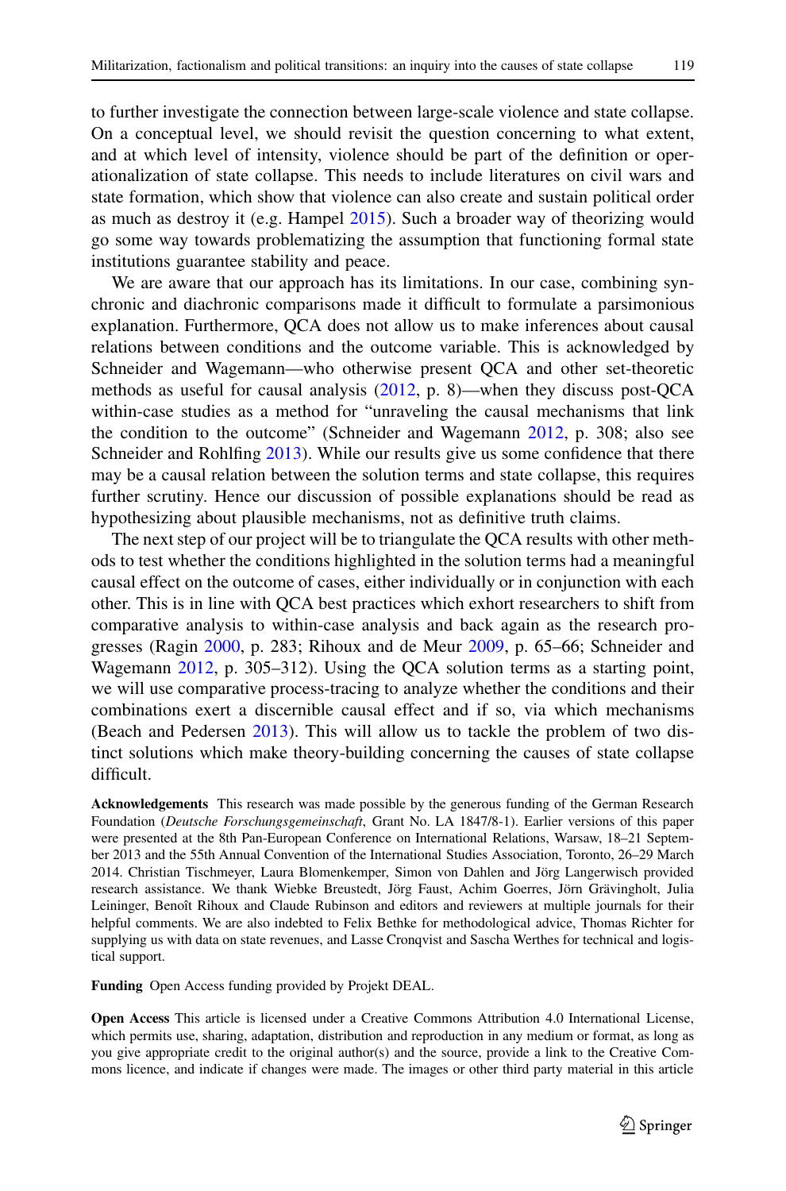to further investigate the connection between large-scale violence and state collapse. On a conceptual level, we should revisit the question concerning to what extent, and at which level of intensity, violence should be part of the definition or operationalization of state collapse. This needs to include literatures on civil wars and state formation, which show that violence can also create and sustain political order as much as destroy it (e.g. Hampel 2015). Such a broader way of theorizing would go some way towards problematizing the assumption that functioning formal state institutions guarantee stability and peace.

We are aware that our approach has its limitations. In our case, combining synchronic and diachronic comparisons made it difficult to formulate a parsimonious explanation. Furthermore, QCA does not allow us to make inferences about causal relations between conditions and the outcome variable. This is acknowledged by Schneider and Wagemann—who otherwise present QCA and other set-theoretic methods as useful for causal analysis (2012, p. 8)—when they discuss post-QCA within-case studies as a method for "unraveling the causal mechanisms that link the condition to the outcome" (Schneider and Wagemann 2012, p. 308; also see Schneider and Rohlfing 2013). While our results give us some confidence that there may be a causal relation between the solution terms and state collapse, this requires further scrutiny. Hence our discussion of possible explanations should be read as hypothesizing about plausible mechanisms, not as definitive truth claims.

The next step of our project will be to triangulate the QCA results with other methods to test whether the conditions highlighted in the solution terms had a meaningful causal effect on the outcome of cases, either individually or in conjunction with each other. This is in line with QCA best practices which exhort researchers to shift from comparative analysis to within-case analysis and back again as the research progresses (Ragin 2000, p. 283; Rihoux and de Meur 2009, p. 65–66; Schneider and Wagemann 2012, p. 305–312). Using the QCA solution terms as a starting point, we will use comparative process-tracing to analyze whether the conditions and their combinations exert a discernible causal effect and if so, via which mechanisms (Beach and Pedersen 2013). This will allow us to tackle the problem of two distinct solutions which make theory-building concerning the causes of state collapse difficult.

**Acknowledgements** This research was made possible by the generous funding of the German Research Foundation (*Deutsche Forschungsgemeinschaft*, Grant No. LA 1847/8-1). Earlier versions of this paper were presented at the 8th Pan-European Conference on International Relations, Warsaw, 18–21 September 2013 and the 55th Annual Convention of the International Studies Association, Toronto, 26–29 March 2014. Christian Tischmeyer, Laura Blomenkemper, Simon von Dahlen and Jörg Langerwisch provided research assistance. We thank Wiebke Breustedt, Jörg Faust, Achim Goerres, Jörn Grävingholt, Julia Leininger, Benoît Rihoux and Claude Rubinson and editors and reviewers at multiple journals for their helpful comments. We are also indebted to Felix Bethke for methodological advice, Thomas Richter for supplying us with data on state revenues, and Lasse Cronqvist and Sascha Werthes for technical and logistical support.

**Funding** Open Access funding provided by Projekt DEAL.

**Open Access** This article is licensed under a Creative Commons Attribution 4.0 International License, which permits use, sharing, adaptation, distribution and reproduction in any medium or format, as long as you give appropriate credit to the original author(s) and the source, provide a link to the Creative Commons licence, and indicate if changes were made. The images or other third party material in this article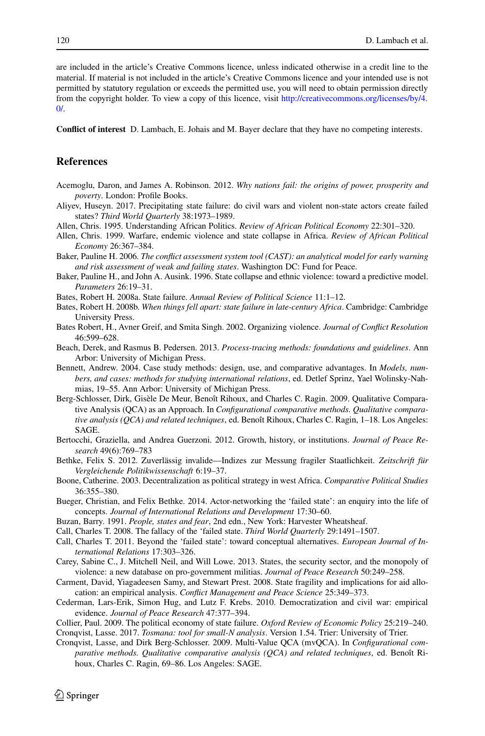are included in the article's Creative Commons licence, unless indicated otherwise in a credit line to the material. If material is not included in the article's Creative Commons licence and your intended use is not permitted by statutory regulation or exceeds the permitted use, you will need to obtain permission directly from the copyright holder. To view a copy of this licence, visit http://creativecommons.org/licenses/by/4.0/.

**Conflict of interest** D. Lambach, E. Johais and M. Bayer declare that they have no competing interests.

## References

Acemoglu, Daron, and James A. Robinson. 2012. *Why nations fail: the origins of power, prosperity and poverty*. London: Profile Books.

Aliyev, Huseyn. 2017. Precipitating state failure: do civil wars and violent non-state actors create failed states? *Third World Quarterly* 38:1973–1989.

Allen, Chris. 1995. Understanding African Politics. *Review of African Political Economy* 22:301–320.

Allen, Chris. 1999. Warfare, endemic violence and state collapse in Africa. *Review of African Political Economy* 26:367–384.

Baker, Pauline H. 2006. *The conflict assessment system tool (CAST): an analytical model for early warning and risk assessment of weak and failing states*. Washington DC: Fund for Peace.

Baker, Pauline H., and John A. Ausink. 1996. State collapse and ethnic violence: toward a predictive model. *Parameters* 26:19–31.

Bates, Robert H. 2008a. State failure. *Annual Review of Political Science* 11:1–12.

Bates, Robert H. 2008b. *When things fell apart: state failure in late-century Africa*. Cambridge: Cambridge University Press.

Bates Robert, H., Avner Greif, and Smita Singh. 2002. Organizing violence. *Journal of Conflict Resolution* 46:599–628.

Beach, Derek, and Rasmus B. Pedersen. 2013. *Process-tracing methods: foundations and guidelines*. Ann Arbor: University of Michigan Press.

Bennett, Andrew. 2004. Case study methods: design, use, and comparative advantages. In *Models, numbers, and cases: methods for studying international relations*, ed. Detlef Sprinz, Yael Wolinsky-Nahmias, 19–55. Ann Arbor: University of Michigan Press.

Berg-Schlosser, Dirk, Gisèle De Meur, Benoît Rihoux, and Charles C. Ragin. 2009. Qualitative Comparative Analysis (QCA) as an Approach. In *Configurational comparative methods. Qualitative comparative analysis (QCA) and related techniques*, ed. Benoît Rihoux, Charles C. Ragin, 1–18. Los Angeles: SAGE.

Bertocchi, Graziella, and Andrea Guerzoni. 2012. Growth, history, or institutions. *Journal of Peace Research* 49(6):769–783

Bethke, Felix S. 2012. Zuverlässig invalide—Indizes zur Messung fragiler Staatlichkeit. *Zeitschrift für Vergleichende Politikwissenschaft* 6:19–37.

Boone, Catherine. 2003. Decentralization as political strategy in west Africa. *Comparative Political Studies* 36:355–380.

Bueger, Christian, and Felix Bethke. 2014. Actor-networking the 'failed state': an enquiry into the life of concepts. *Journal of International Relations and Development* 17:30–60.

Buzan, Barry. 1991. *People, states and fear*, 2nd edn., New York: Harvester Wheatsheaf.

Call, Charles T. 2008. The fallacy of the 'failed state. *Third World Quarterly* 29:1491–1507.

Call, Charles T. 2011. Beyond the 'failed state': toward conceptual alternatives. *European Journal of International Relations* 17:303–326.

Carey, Sabine C., J. Mitchell Neil, and Will Lowe. 2013. States, the security sector, and the monopoly of violence: a new database on pro-government militias. *Journal of Peace Research* 50:249–258.

Carment, David, Yiagadeesen Samy, and Stewart Prest. 2008. State fragility and implications for aid allocation: an empirical analysis. *Conflict Management and Peace Science* 25:349–373.

Cederman, Lars-Erik, Simon Hug, and Lutz F. Krebs. 2010. Democratization and civil war: empirical evidence. *Journal of Peace Research* 47:377–394.

Collier, Paul. 2009. The political economy of state failure. *Oxford Review of Economic Policy* 25:219–240.

Cronqvist, Lasse. 2017. *Tosmana: tool for small-N analysis*. Version 1.54. Trier: University of Trier.

Cronqvist, Lasse, and Dirk Berg-Schlosser. 2009. Multi-Value QCA (mvQCA). In *Configurational comparative methods. Qualitative comparative analysis (QCA) and related techniques*, ed. Benoît Rihoux, Charles C. Ragin, 69–86. Los Angeles: SAGE.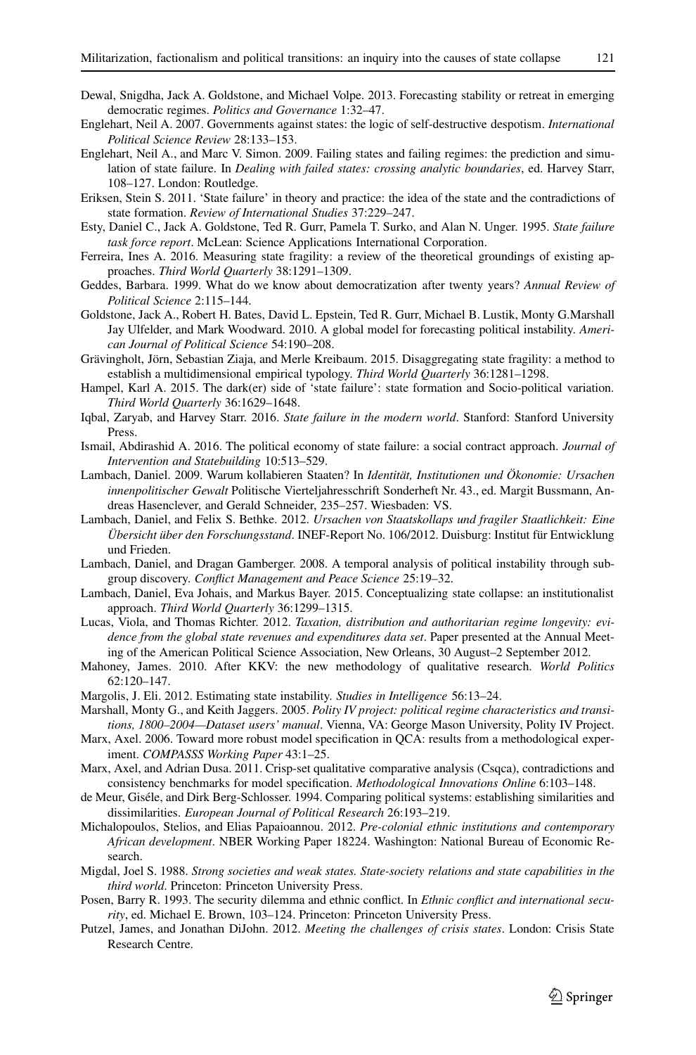Dewal, Snigdha, Jack A. Goldstone, and Michael Volpe. 2013. Forecasting stability or retreat in emerging democratic regimes. *Politics and Governance* 1:32–47.

Englehart, Neil A. 2007. Governments against states: the logic of self-destructive despotism. *International Political Science Review* 28:133–153.

Englehart, Neil A., and Marc V. Simon. 2009. Failing states and failing regimes: the prediction and simulation of state failure. In *Dealing with failed states: crossing analytic boundaries*, ed. Harvey Starr, 108–127. London: Routledge.

Eriksen, Stein S. 2011. 'State failure' in theory and practice: the idea of the state and the contradictions of state formation. *Review of International Studies* 37:229–247.

Esty, Daniel C., Jack A. Goldstone, Ted R. Gurr, Pamela T. Surko, and Alan N. Unger. 1995. *State failure task force report*. McLean: Science Applications International Corporation.

Ferreira, Ines A. 2016. Measuring state fragility: a review of the theoretical groundings of existing approaches. *Third World Quarterly* 38:1291–1309.

Geddes, Barbara. 1999. What do we know about democratization after twenty years? *Annual Review of Political Science* 2:115–144.

Goldstone, Jack A., Robert H. Bates, David L. Epstein, Ted R. Gurr, Michael B. Lustik, Monty G.Marshall Jay Ulfelder, and Mark Woodward. 2010. A global model for forecasting political instability. *American Journal of Political Science* 54:190–208.

Grävingholt, Jörn, Sebastian Ziaja, and Merle Kreibaum. 2015. Disaggregating state fragility: a method to establish a multidimensional empirical typology. *Third World Quarterly* 36:1281–1298.

Hampel, Karl A. 2015. The dark(er) side of 'state failure': state formation and Socio-political variation. *Third World Quarterly* 36:1629–1648.

Iqbal, Zaryab, and Harvey Starr. 2016. *State failure in the modern world*. Stanford: Stanford University Press.

Ismail, Abdirashid A. 2016. The political economy of state failure: a social contract approach. *Journal of Intervention and Statebuilding* 10:513–529.

Lambach, Daniel. 2009. Warum kollabieren Staaten? In *Identität, Institutionen und Ökonomie: Ursachen innenpolitischer Gewalt* Politische Vierteljahresschrift Sonderheft Nr. 43., ed. Margit Bussmann, Andreas Hasenclever, and Gerald Schneider, 235–257. Wiesbaden: VS.

Lambach, Daniel, and Felix S. Bethke. 2012. *Ursachen von Staatskollaps und fragiler Staatlichkeit: Eine Übersicht über den Forschungsstand*. INEF-Report No. 106/2012. Duisburg: Institut für Entwicklung und Frieden.

Lambach, Daniel, and Dragan Gamberger. 2008. A temporal analysis of political instability through subgroup discovery. *Conflict Management and Peace Science* 25:19–32.

Lambach, Daniel, Eva Johais, and Markus Bayer. 2015. Conceptualizing state collapse: an institutionalist approach. *Third World Quarterly* 36:1299–1315.

Lucas, Viola, and Thomas Richter. 2012. *Taxation, distribution and authoritarian regime longevity: evidence from the global state revenues and expenditures data set*. Paper presented at the Annual Meeting of the American Political Science Association, New Orleans, 30 August–2 September 2012.

Mahoney, James. 2010. After KKV: the new methodology of qualitative research. *World Politics* 62:120–147.

Margolis, J. Eli. 2012. Estimating state instability. *Studies in Intelligence* 56:13–24.

Marshall, Monty G., and Keith Jaggers. 2005. *Polity IV project: political regime characteristics and transitions, 1800–2004—Dataset users' manual*. Vienna, VA: George Mason University, Polity IV Project.

Marx, Axel. 2006. Toward more robust model specification in QCA: results from a methodological experiment. *COMPASSS Working Paper* 43:1–25.

Marx, Axel, and Adrian Dusa. 2011. Crisp-set qualitative comparative analysis (Csqca), contradictions and consistency benchmarks for model specification. *Methodological Innovations Online* 6:103–148.

de Meur, Giséle, and Dirk Berg-Schlosser. 1994. Comparing political systems: establishing similarities and dissimilarities. *European Journal of Political Research* 26:193–219.

Michalopoulos, Stelios, and Elias Papaioannou. 2012. *Pre-colonial ethnic institutions and contemporary African development*. NBER Working Paper 18224. Washington: National Bureau of Economic Research.

Migdal, Joel S. 1988. *Strong societies and weak states. State-society relations and state capabilities in the third world*. Princeton: Princeton University Press.

Posen, Barry R. 1993. The security dilemma and ethnic conflict. In *Ethnic conflict and international security*, ed. Michael E. Brown, 103–124. Princeton: Princeton University Press.

Putzel, James, and Jonathan DiJohn. 2012. *Meeting the challenges of crisis states*. London: Crisis State Research Centre.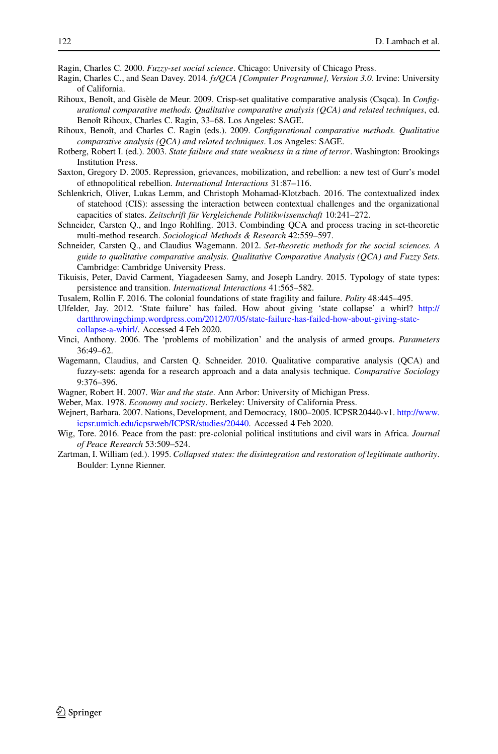Ragin, Charles C. 2000. *Fuzzy-set social science*. Chicago: University of Chicago Press.

Ragin, Charles C., and Sean Davey. 2014. *fs/QCA [Computer Programme], Version 3.0*. Irvine: University of California.

Rihoux, Benoît, and Gisèle de Meur. 2009. Crisp-set qualitative comparative analysis (Csqca). In *Configurational comparative methods. Qualitative comparative analysis (QCA) and related techniques*, ed. Benoît Rihoux, Charles C. Ragin, 33–68. Los Angeles: SAGE.

Rihoux, Benoît, and Charles C. Ragin (eds.). 2009. *Configurational comparative methods. Qualitative comparative analysis (QCA) and related techniques*. Los Angeles: SAGE.

Rotberg, Robert I. (ed.). 2003. *State failure and state weakness in a time of terror*. Washington: Brookings Institution Press.

Saxton, Gregory D. 2005. Repression, grievances, mobilization, and rebellion: a new test of Gurr's model of ethnopolitical rebellion. *International Interactions* 31:87–116.

Schlenkrich, Oliver, Lukas Lemm, and Christoph Mohamad-Klotzbach. 2016. The contextualized index of statehood (CIS): assessing the interaction between contextual challenges and the organizational capacities of states. *Zeitschrift für Vergleichende Politikwissenschaft* 10:241–272.

Schneider, Carsten Q., and Ingo Rohlfing. 2013. Combining QCA and process tracing in set-theoretic multi-method research. *Sociological Methods & Research* 42:559–597.

Schneider, Carsten Q., and Claudius Wagemann. 2012. *Set-theoretic methods for the social sciences. A guide to qualitative comparative analysis. Qualitative Comparative Analysis (QCA) and Fuzzy Sets*. Cambridge: Cambridge University Press.

Tikuisis, Peter, David Carment, Yiagadeesen Samy, and Joseph Landry. 2015. Typology of state types: persistence and transition. *International Interactions* 41:565–582.

Tusalem, Rollin F. 2016. The colonial foundations of state fragility and failure. *Polity* 48:445–495.

Ulfelder, Jay. 2012. 'State failure' has failed. How about giving 'state collapse' a whirl? http://dartthrowingchimp.wordpress.com/2012/07/05/state-failure-has-failed-how-about-giving-state-collapse-a-whirl/. Accessed 4 Feb 2020.

Vinci, Anthony. 2006. The 'problems of mobilization' and the analysis of armed groups. *Parameters* 36:49–62.

Wagemann, Claudius, and Carsten Q. Schneider. 2010. Qualitative comparative analysis (QCA) and fuzzy-sets: agenda for a research approach and a data analysis technique. *Comparative Sociology* 9:376–396.

Wagner, Robert H. 2007. *War and the state*. Ann Arbor: University of Michigan Press.

Weber, Max. 1978. *Economy and society*. Berkeley: University of California Press.

Wejnert, Barbara. 2007. Nations, Development, and Democracy, 1800–2005. ICPSR20440-v1. http://www.icpsr.umich.edu/icpsrweb/ICPSR/studies/20440. Accessed 4 Feb 2020.

Wig, Tore. 2016. Peace from the past: pre-colonial political institutions and civil wars in Africa. *Journal of Peace Research* 53:509–524.

Zartman, I. William (ed.). 1995. *Collapsed states: the disintegration and restoration of legitimate authority*. Boulder: Lynne Rienner.